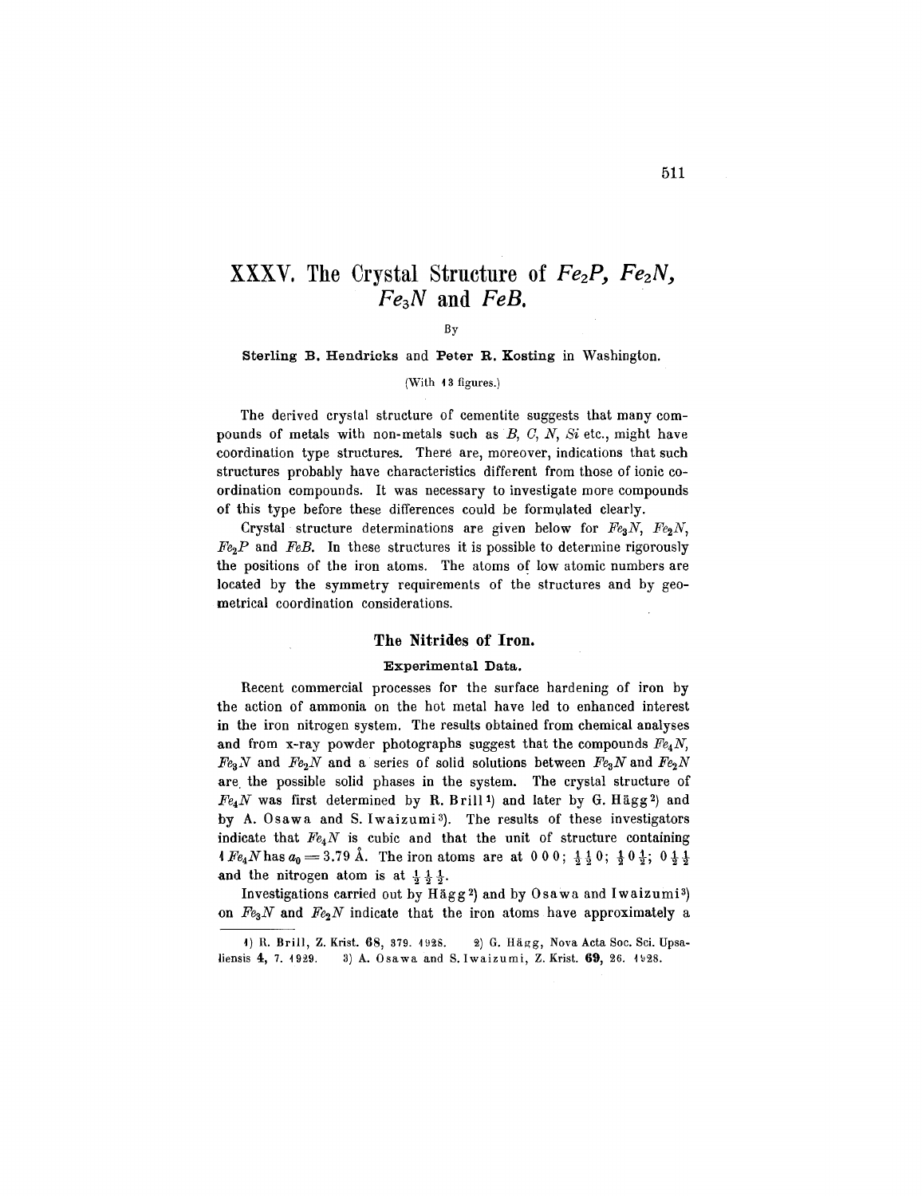# XXXV. The Crystal Structure of $Fe_2P$, $Fe_2N$, $Fe_3N$ and $FeB$.

By

**Sterling B. Hendricks** and **Peter R. Kosting** in Washington.

(With 13 figures.)

The derived crystal structure of cementite suggests that many compounds of metals with non-metals such as *B*, *C*, *N*, *Si* etc., might have coordination type structures. There are, moreover, indications that such structures probably have characteristics different from those of ionic coordination compounds. It was necessary to investigate more compounds of this type before these differences could be formulated clearly.

Crystal structure determinations are given below for $Fe_3N$, $Fe_2N$, $Fe_2P$ and $FeB$. In these structures it is possible to determine rigorously the positions of the iron atoms. The atoms of low atomic numbers are located by the symmetry requirements of the structures and by geometrical coordination considerations.

## The Nitrides of Iron.

### Experimental Data.

Recent commercial processes for the surface hardening of iron by the action of ammonia on the hot metal have led to enhanced interest in the iron nitrogen system. The results obtained from chemical analyses and from x-ray powder photographs suggest that the compounds $Fe_4N$, $Fe_3N$ and $Fe_2N$ and a series of solid solutions between $Fe_3N$ and $Fe_2N$ are the possible solid phases in the system. The crystal structure of $Fe_4N$ was first determined by R. Brill[1]) and later by G. Hägg[2]) and by A. Osawa and S. Iwaizumi[3]). The results of these investigators indicate that $Fe_4N$ is cubic and that the unit of structure containing 1 $Fe_4N$ has $a_0 = 3.79$ Å. The iron atoms are at $0\,0\,0$; $\frac{1}{2}\,\frac{1}{2}\,0$; $\frac{1}{2}\,0\,\frac{1}{2}$; $0\,\frac{1}{2}\,\frac{1}{2}$ and the nitrogen atom is at $\frac{1}{2}\,\frac{1}{2}\,\frac{1}{2}$.

Investigations carried out by Hägg[2]) and by Osawa and Iwaizumi[3]) on $Fe_3N$ and $Fe_2N$ indicate that the iron atoms have approximately a

---

1) R. Brill, Z. Krist. **68**, 379. 1928. 2) G. Hägg, Nova Acta Soc. Sci. Upsaliensis **4**, 7. 1929. 3) A. Osawa and S. Iwaizumi, Z. Krist. **69**, 26. 1928.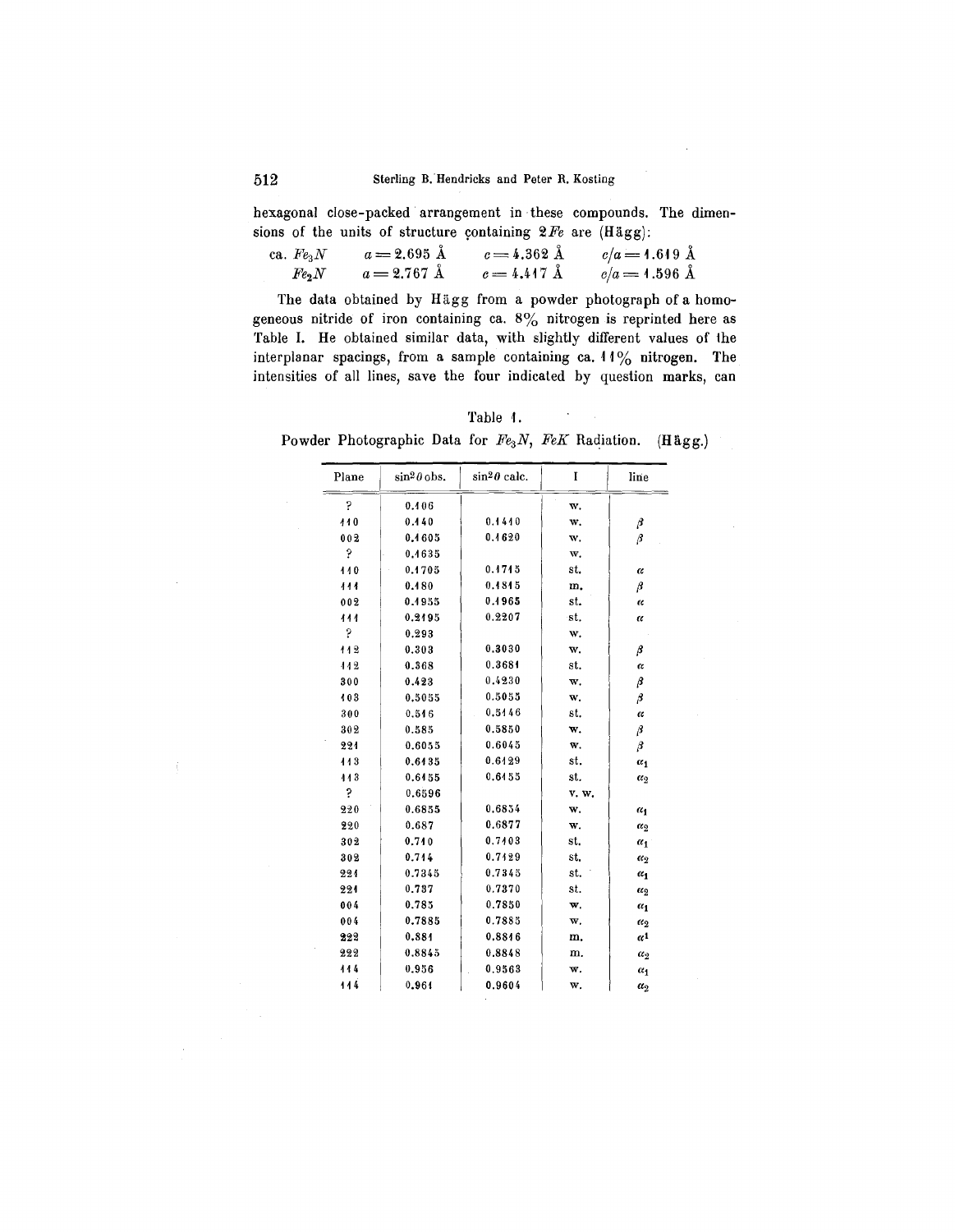hexagonal close-packed arrangement in these compounds. The dimensions of the units of structure containing $2Fe$ are (Hägg):

| | | | |
|---|---|---|---|
| ca. $Fe_3N$ | $a = 2.695$ Å | $c = 4.362$ Å | $c/a = 1.619$ Å |
| $Fe_2N$ | $a = 2.767$ Å | $c = 4.417$ Å | $c/a = 1.596$ Å |

The data obtained by Hägg from a powder photograph of a homogeneous nitride of iron containing ca. 8% nitrogen is reprinted here as Table I. He obtained similar data, with slightly different values of the interplanar spacings, from a sample containing ca. 11% nitrogen. The intensities of all lines, save the four indicated by question marks, can

Table 1.

Powder Photographic Data for $Fe_3N$, $FeK$ Radiation. (Hägg.)

| Plane | $\sin^2\theta$ obs. | $\sin^2\theta$ calc. | I | line |
|---|---|---|---|---|
| ? | 0.106 | | w. | |
| 110 | 0.140 | 0.1410 | w. | $\beta$ |
| 002 | 0.1605 | 0.1620 | w. | $\beta$ |
| ? | 0.1635 | | w. | |
| 110 | 0.1705 | 0.1715 | st. | $\alpha$ |
| 111 | 0.180 | 0.1815 | m. | $\beta$ |
| 002 | 0.1955 | 0.1965 | st. | $\alpha$ |
| 111 | 0.2195 | 0.2207 | st. | $\alpha$ |
| ? | 0.293 | | w. | |
| 112 | 0.303 | 0.3030 | w. | $\beta$ |
| 112 | 0.368 | 0.3681 | st. | $\alpha$ |
| 300 | 0.423 | 0.4230 | w. | $\beta$ |
| 103 | 0.5055 | 0.5055 | w. | $\beta$ |
| 300 | 0.516 | 0.5146 | st. | $\alpha$ |
| 302 | 0.585 | 0.5850 | w. | $\beta$ |
| 221 | 0.6055 | 0.6045 | w. | $\beta$ |
| 113 | 0.6135 | 0.6129 | st. | $\alpha_1$ |
| 113 | 0.6155 | 0.6155 | st. | $\alpha_2$ |
| ? | 0.6596 | | v. w. | |
| 220 | 0.6855 | 0.6854 | w. | $\alpha_1$ |
| 220 | 0.687 | 0.6877 | w. | $\alpha_2$ |
| 302 | 0.710 | 0.7103 | st. | $\alpha_1$ |
| 302 | 0.714 | 0.7129 | st. | $\alpha_2$ |
| 221 | 0.7345 | 0.7345 | st. | $\alpha_1$ |
| 221 | 0.737 | 0.7370 | st. | $\alpha_2$ |
| 004 | 0.785 | 0.7850 | w. | $\alpha_1$ |
| 004 | 0.7885 | 0.7885 | w. | $\alpha_2$ |
| 222 | 0.881 | 0.8816 | m. | $\alpha^1$ |
| 222 | 0.8845 | 0.8848 | m. | $\alpha_2$ |
| 114 | 0.956 | 0.9563 | w. | $\alpha_1$ |
| 114 | 0.961 | 0.9604 | w. | $\alpha_2$ |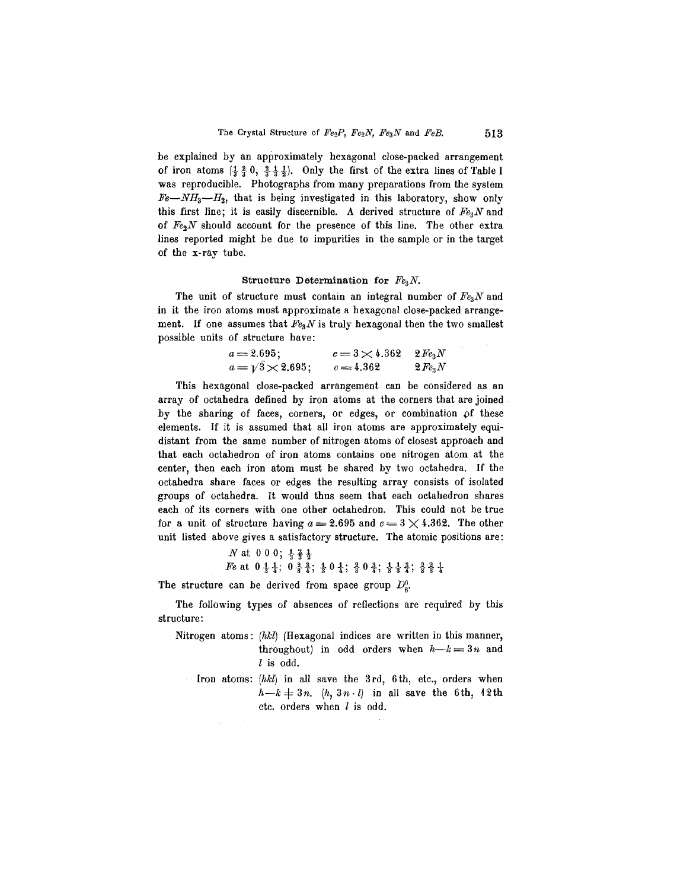be explained by an approximately hexagonal close-packed arrangement of iron atoms ($\frac{1}{3}\,\frac{2}{3}\,0$, $\frac{2}{3}\,\frac{1}{3}\,\frac{1}{2}$). Only the first of the extra lines of Table I was reproducible. Photographs from many preparations from the system $Fe$—$NH_3$—$H_2$, that is being investigated in this laboratory, show only this first line; it is easily discernible. A derived structure of $Fe_3N$ and of $Fe_2N$ should account for the presence of this line. The other extra lines reported might be due to impurities in the sample or in the target of the x-ray tube.

### Structure Determination for $Fe_3N$.

The unit of structure must contain an integral number of $Fe_3N$ and in it the iron atoms must approximate a hexagonal close-packed arrangement. If one assumes that $Fe_3N$ is truly hexagonal then the two smallest possible units of structure have:

$$a = 2.695; \quad c = 3 \times 4.362 \quad 2\,Fe_3N$$
$$a = \sqrt{3} \times 2.695; \quad c = 4.362 \quad 2\,Fe_3N$$

This hexagonal close-packed arrangement can be considered as an array of octahedra defined by iron atoms at the corners that are joined by the sharing of faces, corners, or edges, or combination of these elements. If it is assumed that all iron atoms are approximately equidistant from the same number of nitrogen atoms of closest approach and that each octahedron of iron atoms contains one nitrogen atom at the center, then each iron atom must be shared by two octahedra. If the octahedra share faces or edges the resulting array consists of isolated groups of octahedra. It would thus seem that each octahedron shares each of its corners with one other octahedron. This could not be true for a unit of structure having $a = 2.695$ and $c = 3 \times 4.362$. The other unit listed above gives a satisfactory structure. The atomic positions are:

$N$ at $0\,0\,0$; $\frac{1}{3}\,\frac{2}{3}\,\frac{1}{2}$

$Fe$ at $0\,\frac{1}{3}\,\frac{1}{4}$; $0\,\frac{2}{3}\,\frac{3}{4}$; $\frac{1}{3}\,0\,\frac{1}{4}$; $\frac{2}{3}\,0\,\frac{3}{4}$; $\frac{1}{3}\,\frac{1}{3}\,\frac{3}{4}$; $\frac{2}{3}\,\frac{2}{3}\,\frac{1}{4}$

The structure can be derived from space group $D_6^6$.

The following types of absences of reflections are required by this structure:

Nitrogen atoms: $(hkl)$ (Hexagonal indices are written in this manner, throughout) in odd orders when $h-k = 3n$ and $l$ is odd.

Iron atoms: $(hkl)$ in all save the 3rd, 6th, etc., orders when $h-k \neq 3n$. $(h, 3n \cdot l)$ in all save the 6th, 12th etc. orders when $l$ is odd.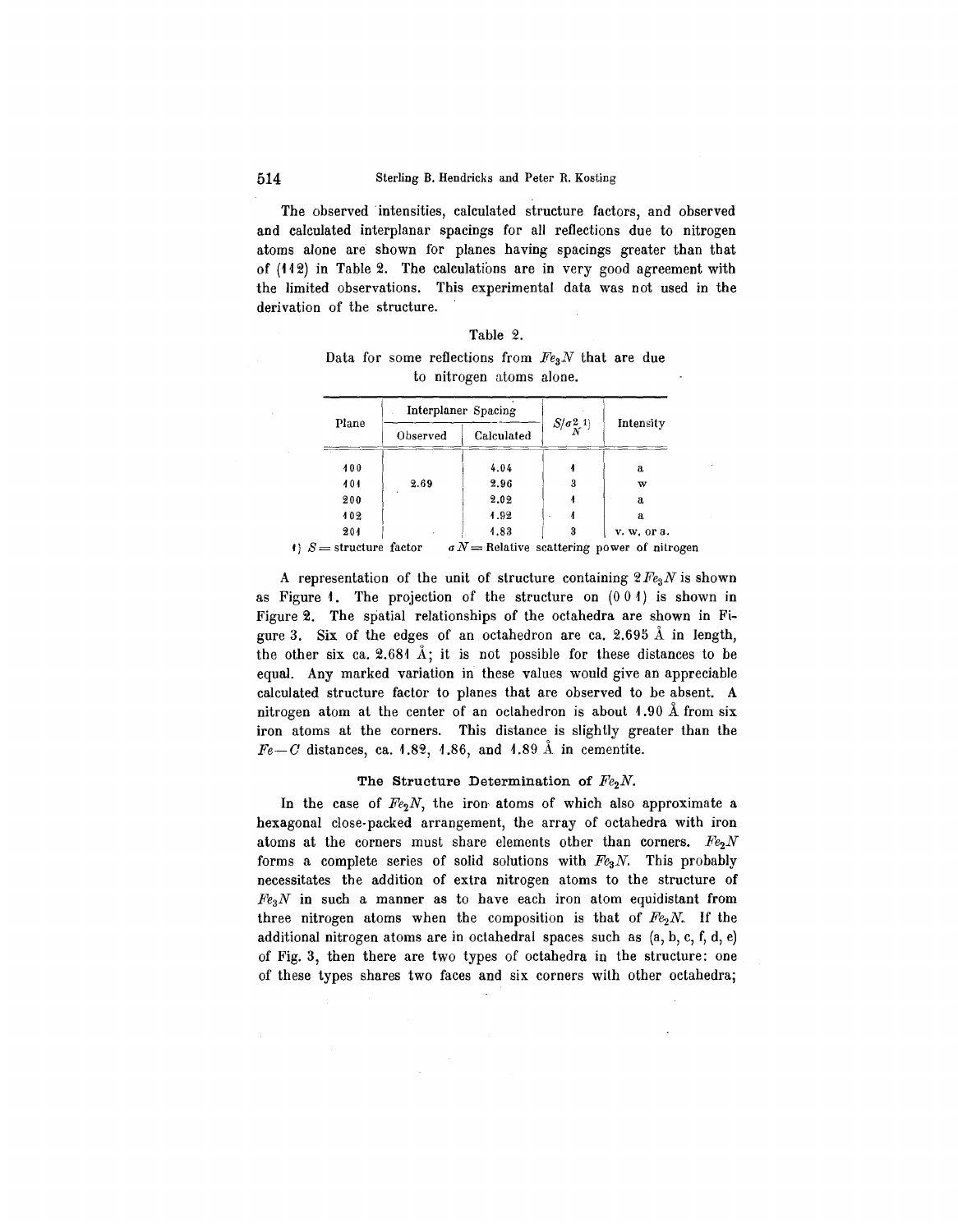The observed intensities, calculated structure factors, and observed and calculated interplanar spacings for all reflections due to nitrogen atoms alone are shown for planes having spacings greater than that of (112) in Table 2. The calculations are in very good agreement with the limited observations. This experimental data was not used in the derivation of the structure.

Table 2.

Data for some reflections from $Fe_3N$ that are due to nitrogen atoms alone.

| Plane | Interplaner Spacing | | $S/\sigma_N^2$ [1] | Intensity |
|---|---|---|---|---|
| | Observed | Calculated | | |
| 100 | | 4.04 | 1 | a |
| 101 | 2.69 | 2.96 | 3 | w |
| 200 | | 2.02 | 1 | a |
| 102 | | 1.92 | 1 | a |
| 201 | | 1.83 | 3 | v. w. or a. |

[1] $S$ = structure factor $\sigma N$ = Relative scattering power of nitrogen

A representation of the unit of structure containing $2\,Fe_3N$ is shown as Figure 1. The projection of the structure on (001) is shown in Figure 2. The spatial relationships of the octahedra are shown in Figure 3. Six of the edges of an octahedron are ca. 2.695 Å in length, the other six ca. 2.681 Å; it is not possible for these distances to be equal. Any marked variation in these values would give an appreciable calculated structure factor to planes that are observed to be absent. A nitrogen atom at the center of an octahedron is about 1.90 Å from six iron atoms at the corners. This distance is slightly greater than the $Fe-C$ distances, ca. 1.82, 1.86, and 1.89 Å in cementite.

### The Structure Determination of $Fe_2N$.

In the case of $Fe_2N$, the iron atoms of which also approximate a hexagonal close-packed arrangement, the array of octahedra with iron atoms at the corners must share elements other than corners. $Fe_2N$ forms a complete series of solid solutions with $Fe_3N$. This probably necessitates the addition of extra nitrogen atoms to the structure of $Fe_3N$ in such a manner as to have each iron atom equidistant from three nitrogen atoms when the composition is that of $Fe_2N$. If the additional nitrogen atoms are in octahedral spaces such as (a, b, c, f, d, e) of Fig. 3, then there are two types of octahedra in the structure: one of these types shares two faces and six corners with other octahedra;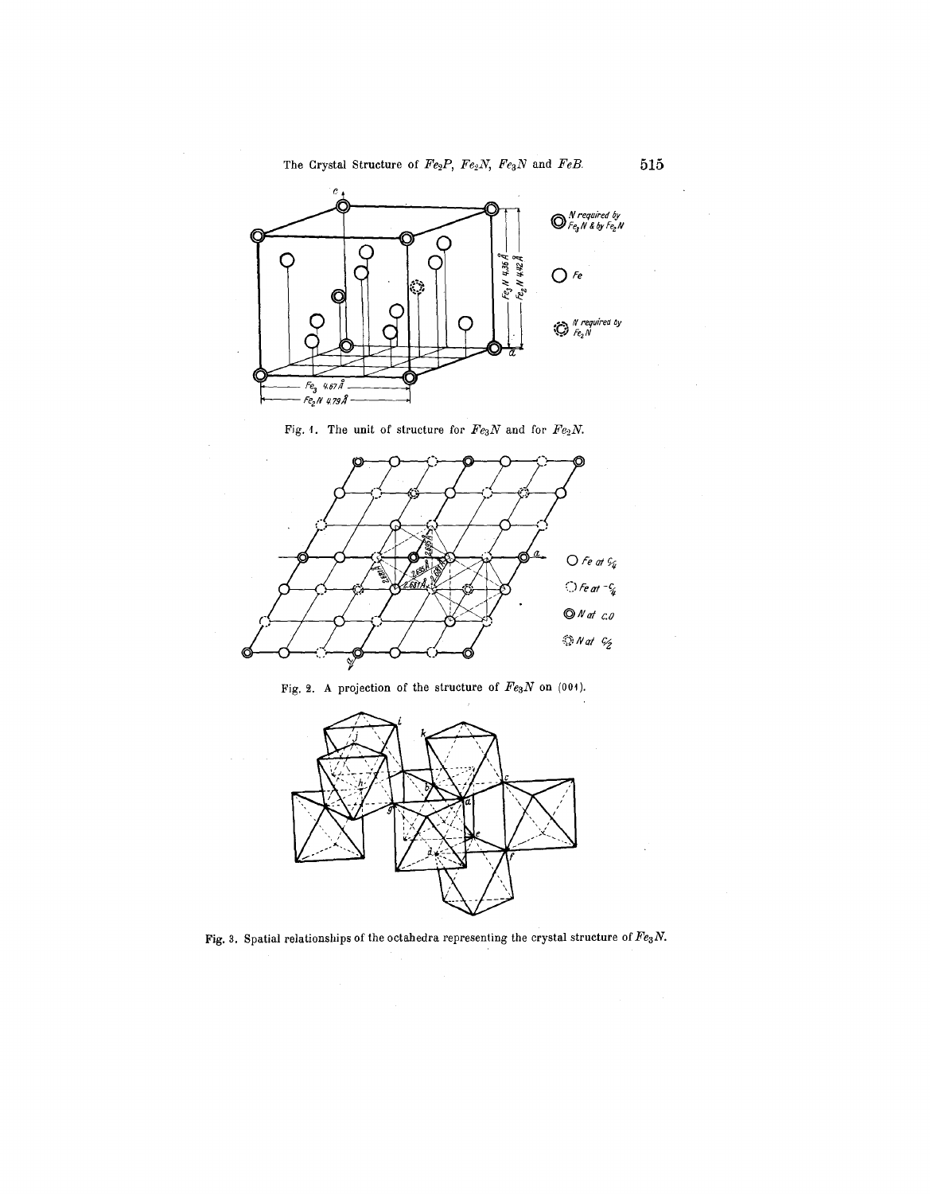Fig. 1. The unit of structure for $Fe_3N$ and for $Fe_2N$.

Fig. 2. A projection of the structure of $Fe_3N$ on (001).

Fig. 3. Spatial relationships of the octahedra representing the crystal structure of $Fe_3N$.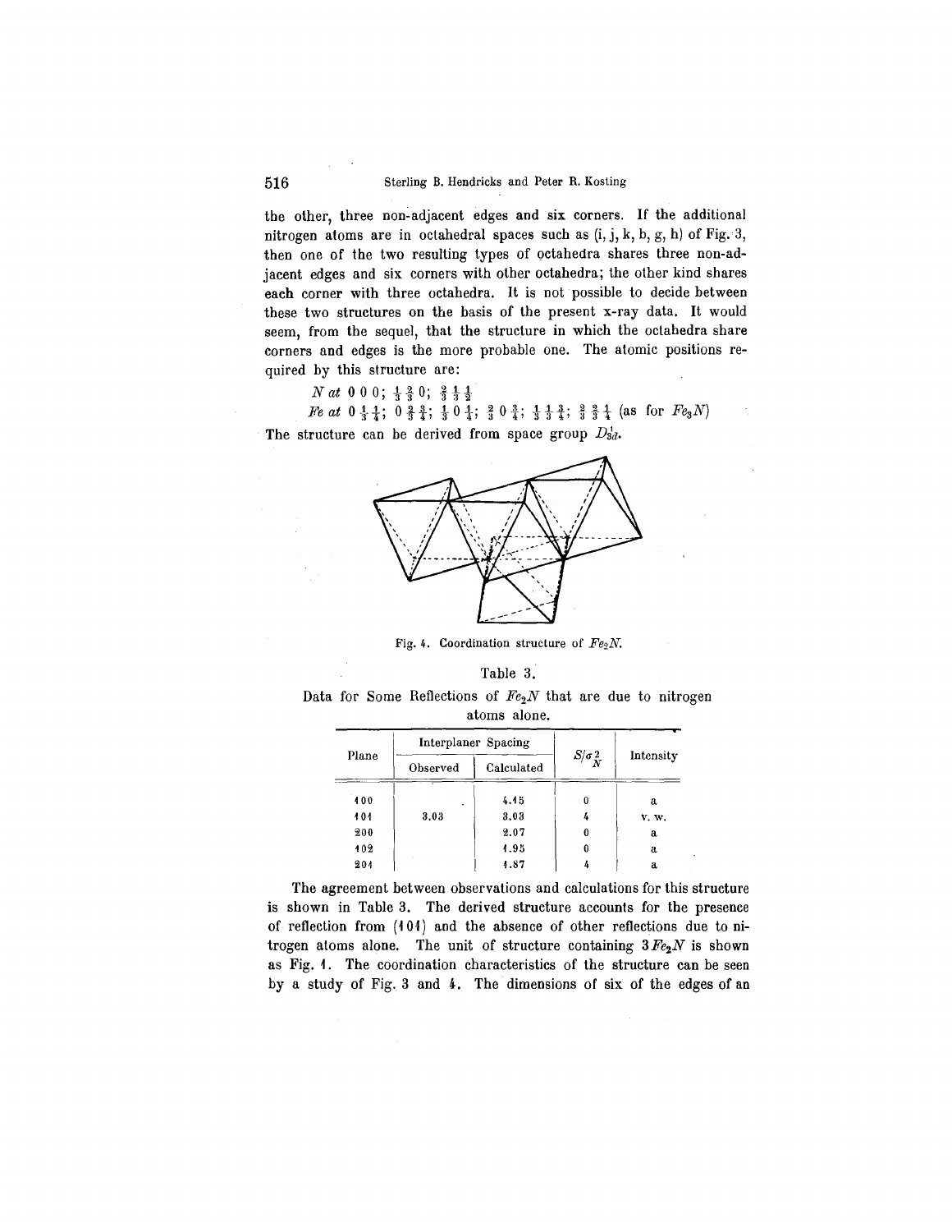the other, three non-adjacent edges and six corners. If the additional nitrogen atoms are in octahedral spaces such as (i, j, k, b, g, h) of Fig. 3, then one of the two resulting types of octahedra shares three non-adjacent edges and six corners with other octahedra; the other kind shares each corner with three octahedra. It is not possible to decide between these two structures on the basis of the present x-ray data. It would seem, from the sequel, that the structure in which the octahedra share corners and edges is the more probable one. The atomic positions required by this structure are:

*N at* $0\,0\,0$; $\frac{1}{3}\,\frac{2}{3}\,0$; $\frac{2}{3}\,\frac{1}{3}\,\frac{1}{2}$

*Fe at* $0\,\frac{1}{3}\,\frac{1}{4}$; $0\,\frac{2}{3}\,\frac{3}{4}$; $\frac{1}{3}\,0\,\frac{1}{4}$; $\frac{2}{3}\,0\,\frac{3}{4}$; $\frac{1}{3}\,\frac{1}{3}\,\frac{3}{4}$; $\frac{2}{3}\,\frac{2}{3}\,\frac{1}{4}$ (as for $Fe_3N$)

The structure can be derived from space group $D_{3d}^{1}$.

Fig. 4. Coordination structure of $Fe_2N$.

Table 3.

Data for Some Reflections of $Fe_2N$ that are due to nitrogen atoms alone.

| Plane | Interplaner Spacing | | $S/\sigma_N^2$ | Intensity |
|---|---|---|---|---|
| | Observed | Calculated | | |
| 100 | | 4.15 | 0 | a |
| 101 | 3.03 | 3.03 | 4 | v. w. |
| 200 | | 2.07 | 0 | a |
| 102 | | 1.95 | 0 | a |
| 201 | | 1.87 | 4 | a |

The agreement between observations and calculations for this structure is shown in Table 3. The derived structure accounts for the presence of reflection from (101) and the absence of other reflections due to nitrogen atoms alone. The unit of structure containing $3\,Fe_2N$ is shown as Fig. 1. The coordination characteristics of the structure can be seen by a study of Fig. 3 and 4. The dimensions of six of the edges of an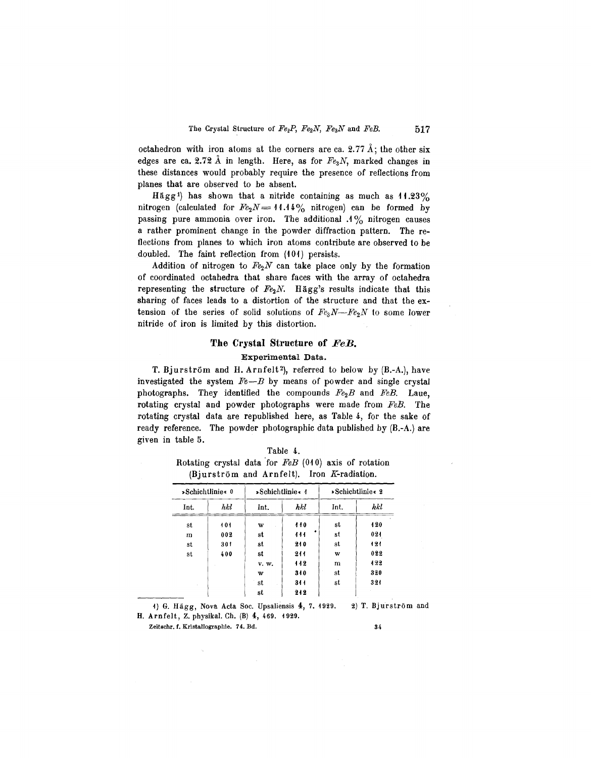octahedron with iron atoms at the corners are ca. 2.77 Å; the other six edges are ca. 2.72 Å in length. Here, as for $Fe_3N$, marked changes in these distances would probably require the presence of reflections from planes that are observed to be absent.

Hägg[1]) has shown that a nitride containing as much as 11.23% nitrogen (calculated for $Fe_2N = 11.14\%$ nitrogen) can be formed by passing pure ammonia over iron. The additional .1% nitrogen causes a rather prominent change in the powder diffraction pattern. The reflections from planes to which iron atoms contribute are observed to be doubled. The faint reflection from (101) persists.

Addition of nitrogen to $Fe_2N$ can take place only by the formation of coordinated octahedra that share faces with the array of octahedra representing the structure of $Fe_2N$. Hägg's results indicate that this sharing of faces leads to a distortion of the structure and that the extension of the series of solid solutions of $Fe_3N$—$Fe_2N$ to some lower nitride of iron is limited by this distortion.

## The Crystal Structure of *FeB*.

### Experimental Data.

T. Bjurström and H. Arnfelt[2]), referred to below by (B.-A.), have investigated the system *Fe*—*B* by means of powder and single crystal photographs. They identified the compounds $Fe_2B$ and *FeB*. Laue, rotating crystal and powder photographs were made from *FeB*. The rotating crystal data are republished here, as Table 4, for the sake of ready reference. The powder photographic data published by (B.-A.) are given in table 5.

Table 4.
Rotating crystal data for *FeB* (010) axis of rotation (Bjurström and Arnfelt). Iron *K*-radiation.

| »Schichtlinie« 0 | | »Schichtlinie« 1 | | »Schichtlinie« 2 | |
|---|---|---|---|---|---|
| Int. | *hkl* | Int. | *hkl* | Int. | *hkl* |
| st | 101 | w | 110 | st | 120 |
| m | 002 | st | 111 | st | 021 |
| st | 301 | st | 210 | st | 121 |
| st | 400 | st | 211 | w | 022 |
| | | v. w. | 112 | m | 122 |
| | | w | 310 | st | 320 |
| | | st | 311 | st | 321 |
| | | st | 212 | | |

1) G. Hägg, Nova Acta Soc. Upsaliensis 4, 7. 1929. 2) T. Bjurström and H. Arnfelt, Z. physikal. Ch. (B) 4, 469. 1929.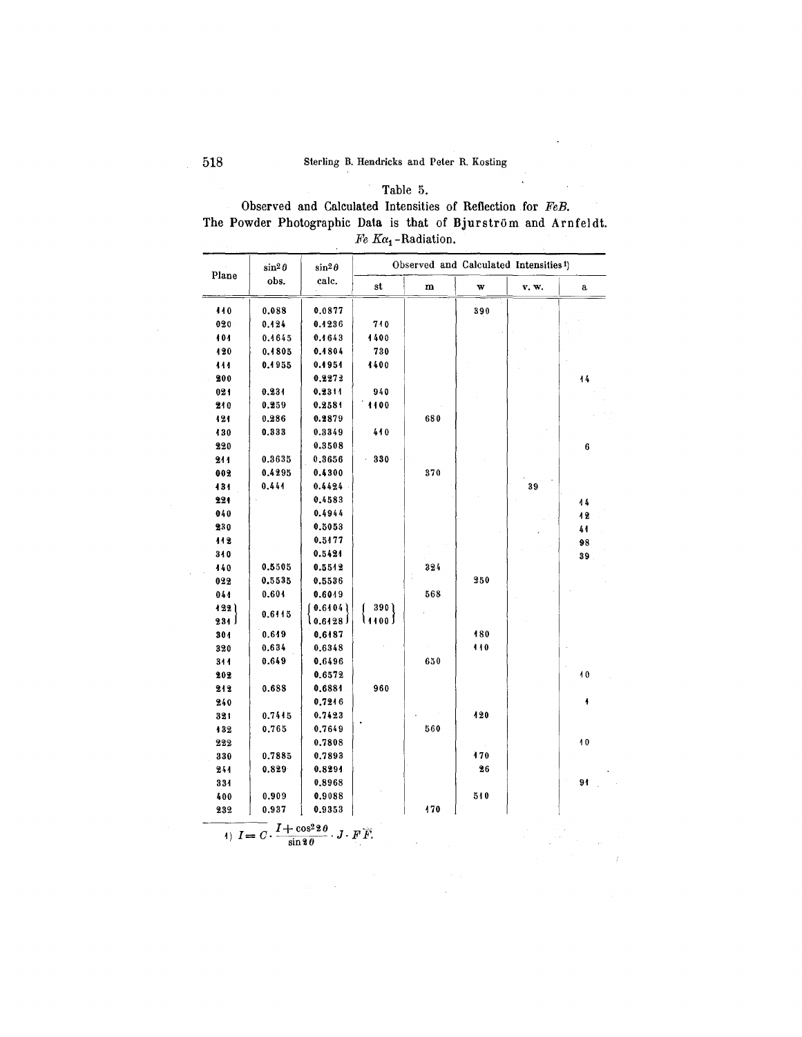Table 5.

Observed and Calculated Intensities of Reflection for *FeB*. The Powder Photographic Data is that of **Bjurström** and **Arnfeldt**. *Fe K*$\alpha_1$-Radiation.

| Plane | $\sin^2\theta$ obs. | $\sin^2\theta$ calc. | Observed and Calculated Intensities[1] | | | | |
|---|---|---|---|---|---|---|---|
| | | | st | m | w | v. w. | a |
| 110 | 0.088 | 0.0877 | | | 390 | | |
| 020 | 0.124 | 0.1236 | 710 | | | | |
| 101 | 0.1645 | 0.1643 | 1400 | | | | |
| 120 | 0.1805 | 0.1804 | 730 | | | | |
| 111 | 0.1955 | 0.1951 | 1400 | | | | |
| 200 | | 0.2272 | | | | | 14 |
| 021 | 0.231 | 0.2311 | 940 | | | | |
| 210 | 0.259 | 0.2581 | 1100 | | | | |
| 121 | 0.286 | 0.2879 | | 680 | | | |
| 130 | 0.333 | 0.3349 | 410 | | | | |
| 220 | | 0.3508 | | | | | 6 |
| 211 | 0.3635 | 0.3656 | 330 | | | | |
| 002 | 0.4295 | 0.4300 | | 370 | | | |
| 131 | 0.441 | 0.4424 | | | | 39 | |
| 221 | | 0.4583 | | | | | 14 |
| 040 | | 0.4944 | | | | | 12 |
| 230 | | 0.5053 | | | | | 41 |
| 112 | | 0.5177 | | | | | 98 |
| 310 | | 0.5421 | | | | | 39 |
| 140 | 0.5505 | 0.5512 | | 324 | | | |
| 022 | 0.5535 | 0.5536 | | | 250 | | |
| 041 | 0.604 | 0.6049 | | 568 | | | |
| 122 / 231 | 0.6115 | 0.6104 / 0.6128 | 390 / 1100 | | | | |
| 301 | 0.619 | 0.6187 | | | 180 | | |
| 320 | 0.634 | 0.6348 | | | 110 | | |
| 311 | 0.649 | 0.6496 | | 630 | | | |
| 202 | | 0.6572 | | | | | 10 |
| 212 | 0.688 | 0.6881 | 960 | | | | |
| 240 | | 0.7216 | | | | | 1 |
| 321 | 0.7415 | 0.7423 | | | 120 | | |
| 132 | 0.765 | 0.7649 | | 560 | | | |
| 222 | | 0.7808 | | | | | 10 |
| 330 | 0.7885 | 0.7893 | | | 170 | | |
| 241 | 0.829 | 0.8291 | | | 26 | | |
| 331 | | 0.8968 | | | | | 91 |
| 400 | 0.909 | 0.9088 | | | 510 | | |
| 232 | 0.937 | 0.9353 | | 170 | | | |

[1] $I = C \cdot \frac{1 + \cos^2 2\theta}{\sin 2\theta} \cdot J \cdot F\bar{F}$.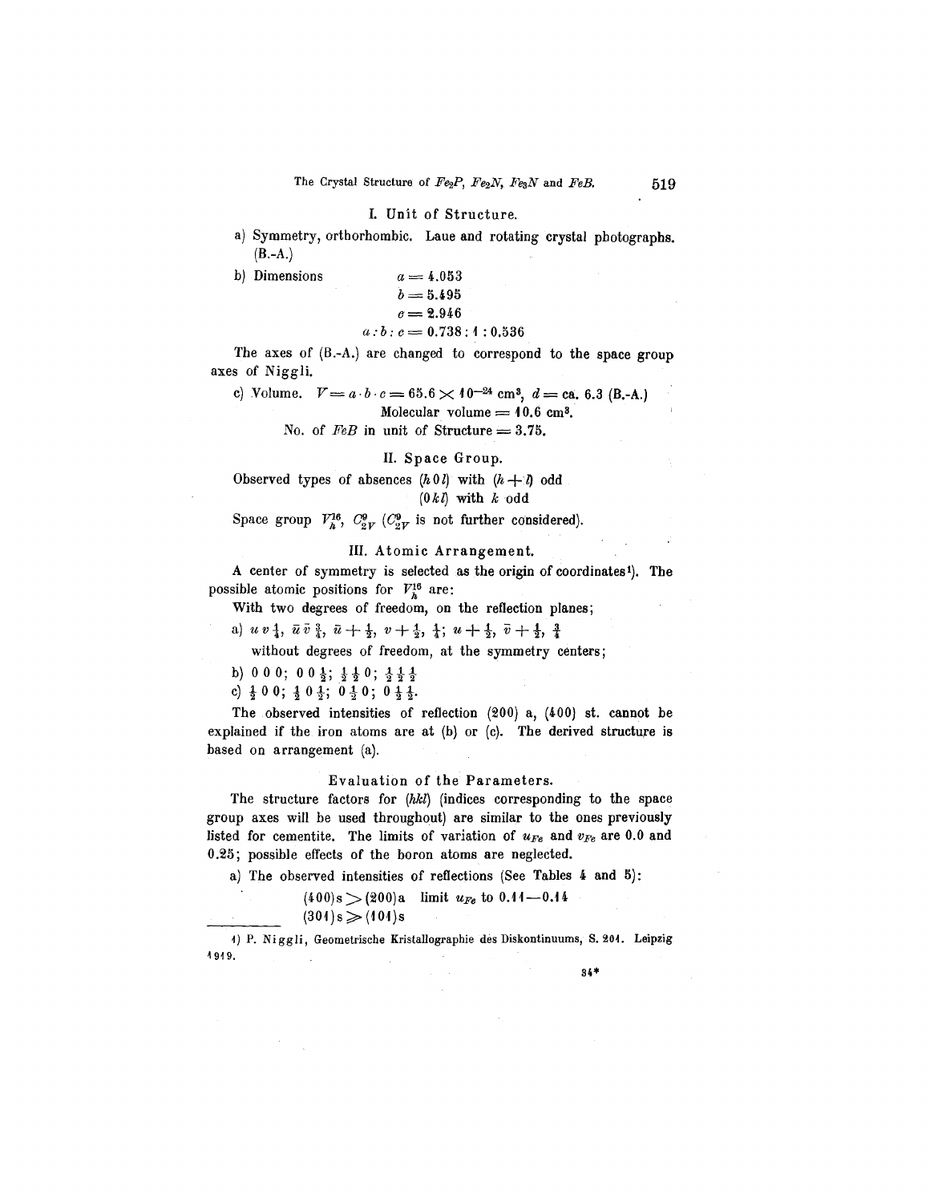## I. Unit of Structure.

a) Symmetry, orthorhombic. Laue and rotating crystal photographs. (B.-A.)

b) Dimensions

$$a = 4.053$$
$$b = 5.495$$
$$c = 2.946$$
$$a : b : c = 0.738 : 1 : 0.536$$

The axes of (B.-A.) are changed to correspond to the space group axes of Niggli.

c) Volume. $V = a \cdot b \cdot c = 65.6 \times 10^{-24}$ cm$^3$, $d =$ ca. 6.3 (B.-A.)

Molecular volume = 10.6 cm$^3$.

No. of $FeB$ in unit of Structure = 3.75.

## II. Space Group.

Observed types of absences $(h0l)$ with $(h+l)$ odd

$(0kl)$ with $k$ odd

Space group $V_h^{16}$, $C_{2V}^9$ ($C_{2V}^9$ is not further considered).

## III. Atomic Arrangement.

A center of symmetry is selected as the origin of coordinates[1]). The possible atomic positions for $V_h^{16}$ are:

With two degrees of freedom, on the reflection planes;

a) $u\,v\,\frac{1}{4}$, $\bar{u}\,\bar{v}\,\frac{3}{4}$, $\bar{u}+\frac{1}{2}$, $v+\frac{1}{2}$, $\frac{1}{4}$; $u+\frac{1}{2}$, $\bar{v}+\frac{1}{2}$, $\frac{3}{4}$

without degrees of freedom, at the symmetry centers;

b) $0\,0\,0$; $0\,0\,\frac{1}{2}$; $\frac{1}{2}\,\frac{1}{2}\,0$; $\frac{1}{2}\,\frac{1}{2}\,\frac{1}{2}$

c) $\frac{1}{2}\,0\,0$; $\frac{1}{2}\,0\,\frac{1}{2}$; $0\,\frac{1}{2}\,0$; $0\,\frac{1}{2}\,\frac{1}{2}$.

The observed intensities of reflection (200) a, (400) st. cannot be explained if the iron atoms are at (b) or (c). The derived structure is based on arrangement (a).

### Evaluation of the Parameters.

The structure factors for $(hkl)$ (indices corresponding to the space group axes will be used throughout) are similar to the ones previously listed for cementite. The limits of variation of $u_{Fe}$ and $v_{Fe}$ are 0.0 and 0.25; possible effects of the boron atoms are neglected.

a) The observed intensities of reflections (See Tables 4 and 5):

(400)s > (200)a limit $u_{Fe}$ to 0.11—0.14

(301)s ≫ (101)s

---

1) P. Niggli, Geometrische Kristallographie des Diskontinuums, S. 201. Leipzig 1919.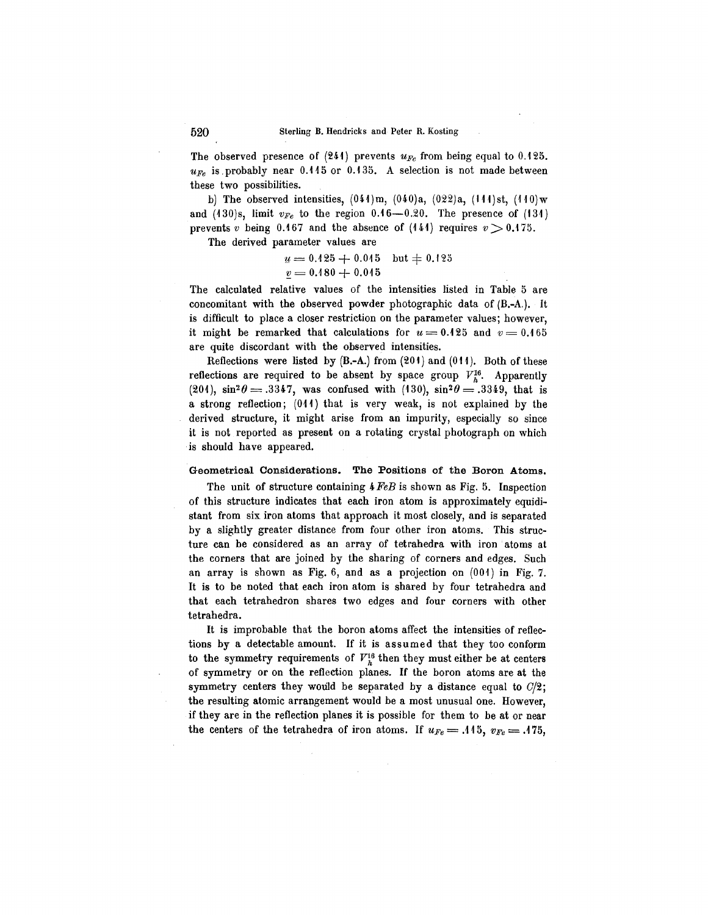The observed presence of (241) prevents $u_{Fe}$ from being equal to 0.125. $u_{Fe}$ is probably near 0.115 or 0.135. A selection is not made between these two possibilities.

b) The observed intensities, (041)m, (040)a, (022)a, (111)st, (110)w and (130)s, limit $v_{Fe}$ to the region 0.16—0.20. The presence of (131) prevents $v$ being 0.167 and the absence of (141) requires $v > 0.175$.

The derived parameter values are

$$\underline{u} = 0.125 + 0.015 \quad \text{but} \neq 0.125$$
$$\underline{v} = 0.180 + 0.015$$

The calculated relative values of the intensities listed in Table 5 are concomitant with the observed powder photographic data of (B.-A.). It is difficult to place a closer restriction on the parameter values; however, it might be remarked that calculations for $u = 0.125$ and $v = 0.165$ are quite discordant with the observed intensities.

Reflections were listed by (B.-A.) from (201) and (011). Both of these reflections are required to be absent by space group $V_h^{16}$. Apparently (201), $\sin^2\theta = .3347$, was confused with (130), $\sin^2\theta = .3349$, that is a strong reflection; (011) that is very weak, is not explained by the derived structure, it might arise from an impurity, especially so since it is not reported as present on a rotating crystal photograph on which is should have appeared.

### Geometrical Considerations. The Positions of the Boron Atoms.

The unit of structure containing $4\,FeB$ is shown as Fig. 5. Inspection of this structure indicates that each iron atom is approximately equidistant from six iron atoms that approach it most closely, and is separated by a slightly greater distance from four other iron atoms. This structure can be considered as an array of tetrahedra with iron atoms at the corners that are joined by the sharing of corners and edges. Such an array is shown as Fig. 6, and as a projection on (001) in Fig. 7. It is to be noted that each iron atom is shared by four tetrahedra and that each tetrahedron shares two edges and four corners with other tetrahedra.

It is improbable that the boron atoms affect the intensities of reflections by a detectable amount. If it is assumed that they too conform to the symmetry requirements of $V_h^{16}$ then they must either be at centers of symmetry or on the reflection planes. If the boron atoms are at the symmetry centers they would be separated by a distance equal to $C/2$; the resulting atomic arrangement would be a most unusual one. However, if they are in the reflection planes it is possible for them to be at or near the centers of the tetrahedra of iron atoms. If $u_{Fe} = .115$, $v_{Fe} = .175$,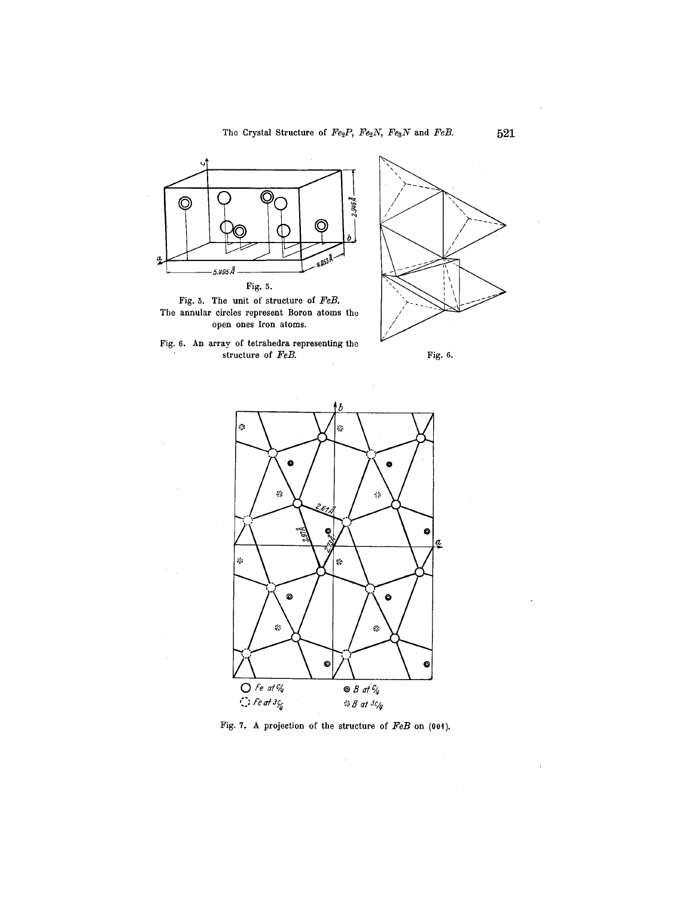Fig. 5.

Fig. 5. The unit of structure of $FeB$. The annular circles represent Boron atoms the open ones Iron atoms.

Fig. 6. An array of tetrahedra representing the structure of $FeB$.

Fig. 6.

Fig. 7. A projection of the structure of $FeB$ on (001).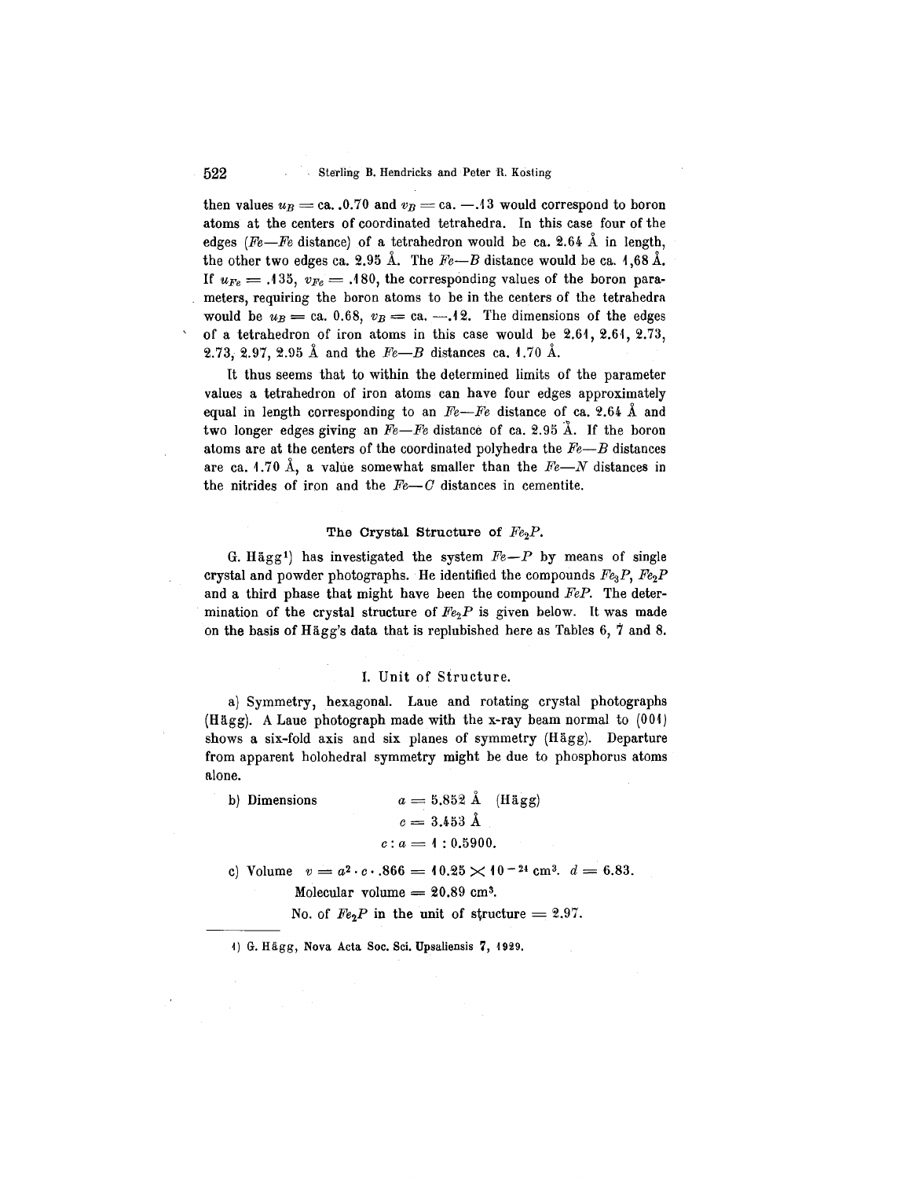then values $u_B =$ ca. .0.70 and $v_B =$ ca. —.13 would correspond to boron atoms at the centers of coordinated tetrahedra. In this case four of the edges (*Fe—Fe* distance) of a tetrahedron would be ca. 2.64 Å in length, the other two edges ca. 2.95 Å. The *Fe—B* distance would be ca. 1,68 Å. If $u_{Fe} = .135$, $v_{Fe} = .180$, the corresponding values of the boron parameters, requiring the boron atoms to be in the centers of the tetrahedra would be $u_B =$ ca. 0.68, $v_B =$ ca. —.12. The dimensions of the edges of a tetrahedron of iron atoms in this case would be 2.61, 2.61, 2.73, 2.73, 2.97, 2.95 Å and the *Fe—B* distances ca. 1.70 Å.

It thus seems that to within the determined limits of the parameter values a tetrahedron of iron atoms can have four edges approximately equal in length corresponding to an *Fe—Fe* distance of ca. 2.64 Å and two longer edges giving an *Fe—Fe* distance of ca. 2.95 Å. If the boron atoms are at the centers of the coordinated polyhedra the *Fe—B* distances are ca. 1.70 Å, a value somewhat smaller than the *Fe—N* distances in the nitrides of iron and the *Fe—C* distances in cementite.

## The Crystal Structure of $Fe_2P$.

G. Hägg[1]) has investigated the system *Fe—P* by means of single crystal and powder photographs. He identified the compounds $Fe_3P$, $Fe_2P$ and a third phase that might have been the compound *FeP*. The determination of the crystal structure of $Fe_2P$ is given below. It was made on the basis of Hägg's data that is replublished here as Tables 6, 7 and 8.

### I. Unit of Structure.

a) Symmetry, hexagonal. Laue and rotating crystal photographs (Hägg). A Laue photograph made with the x-ray beam normal to (001) shows a six-fold axis and six planes of symmetry (Hägg). Departure from apparent holohedral symmetry might be due to phosphorus atoms alone.

b) Dimensions

$$a = 5.852 \text{ Å} \quad (\text{Hägg})$$
$$c = 3.453 \text{ Å}$$
$$c : a = 1 : 0.5900.$$

c) Volume $v = a^2 \cdot c \cdot .866 = 10.25 \times 10^{-24}$ cm³. $d = 6.83$.

Molecular volume $= 20.89$ cm³.

No. of $Fe_2P$ in the unit of structure $= 2.97$.

---

1) G. Hägg, Nova Acta Soc. Sci. Upsaliensis 7, 1929.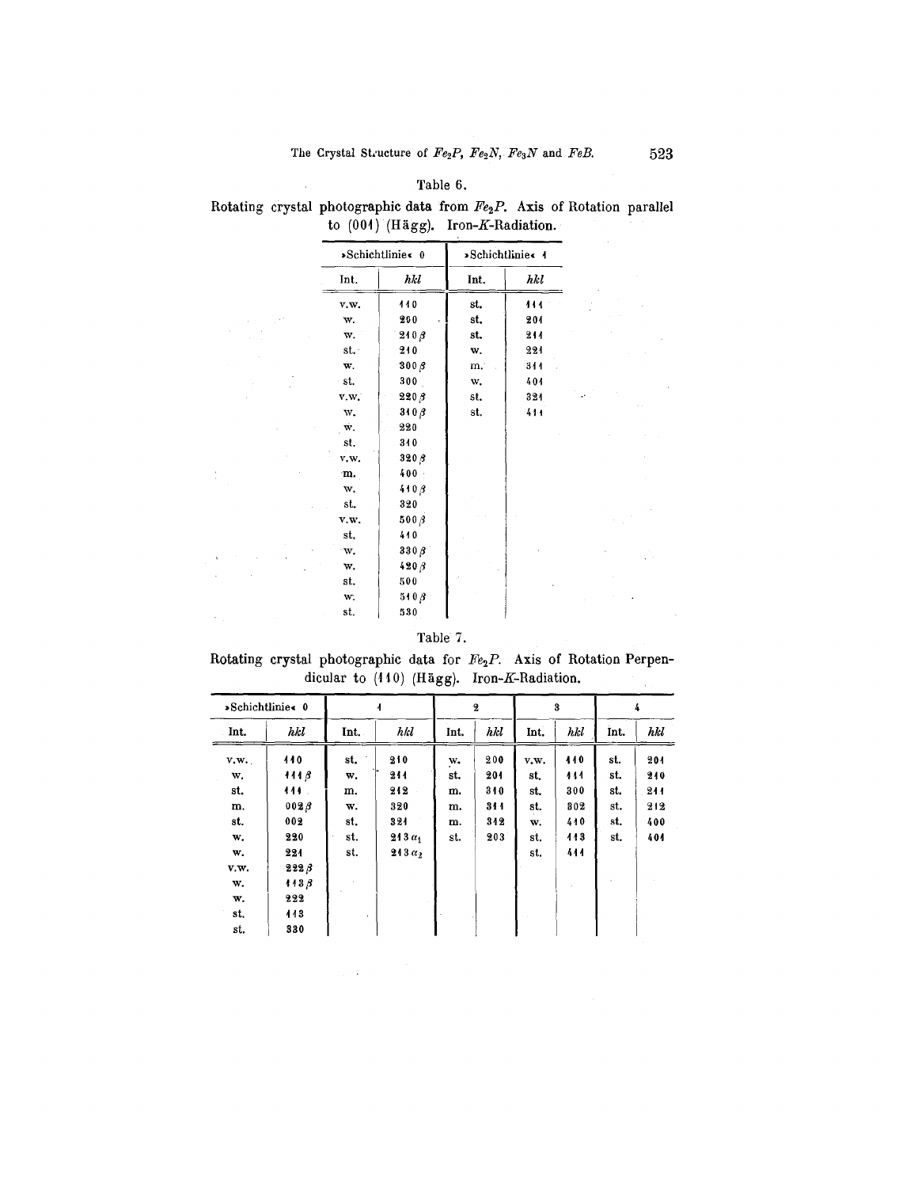Table 6.

Rotating crystal photographic data from $Fe_2P$. Axis of Rotation parallel to (001) (Hägg). Iron-$K$-Radiation.

| »Schichtlinie« 0 | | »Schichtlinie« 1 | |
|---|---|---|---|
| Int. | *hkl* | Int. | *hkl* |
| v.w. | 110 | st. | 111 |
| w. | 200 | st. | 201 |
| w. | 210 $\beta$ | st. | 211 |
| st. | 210 | w. | 221 |
| w. | 300 $\beta$ | m. | 311 |
| st. | 300 | w. | 401 |
| v.w. | 220 $\beta$ | st. | 321 |
| w. | 310 $\beta$ | st. | 411 |
| w. | 220 | | |
| st. | 310 | | |
| v.w. | 320 $\beta$ | | |
| m. | 400 | | |
| w. | 410 $\beta$ | | |
| st. | 320 | | |
| v.w. | 500 $\beta$ | | |
| st. | 410 | | |
| w. | 330 $\beta$ | | |
| w. | 420 $\beta$ | | |
| st. | 500 | | |
| w. | 510 $\beta$ | | |
| st. | 530 | | |

Table 7.

Rotating crystal photographic data for $Fe_2P$. Axis of Rotation Perpendicular to (110) (Hägg). Iron-$K$-Radiation.

| »Schichtlinie« 0 | | 1 | | 2 | | 3 | | 4 | |
|---|---|---|---|---|---|---|---|---|---|
| Int. | *hkl* | Int. | *hkl* | Int. | *hkl* | Int. | *hkl* | Int. | *hkl* |
| v.w. | 110 | st. | 210 | w. | 200 | v.w. | 110 | st. | 201 |
| w. | 111 $\beta$ | w. | 211 | st. | 201 | st. | 111 | st. | 210 |
| st. | 111 | m. | 212 | m. | 310 | st. | 300 | st. | 211 |
| m. | 002 $\beta$ | w. | 320 | m. | 311 | st. | 302 | st. | 212 |
| st. | 002 | st. | 321 | m. | 312 | w. | 410 | st. | 400 |
| w. | 220 | st. | 213 $\alpha_1$ | st. | 203 | st. | 113 | st. | 401 |
| w. | 221 | st. | 213 $\alpha_2$ | | | st. | 411 | | |
| v.w. | 222 $\beta$ | | | | | | | | |
| w. | 113 $\beta$ | | | | | | | | |
| w. | 222 | | | | | | | | |
| st. | 113 | | | | | | | | |
| st. | 330 | | | | | | | | |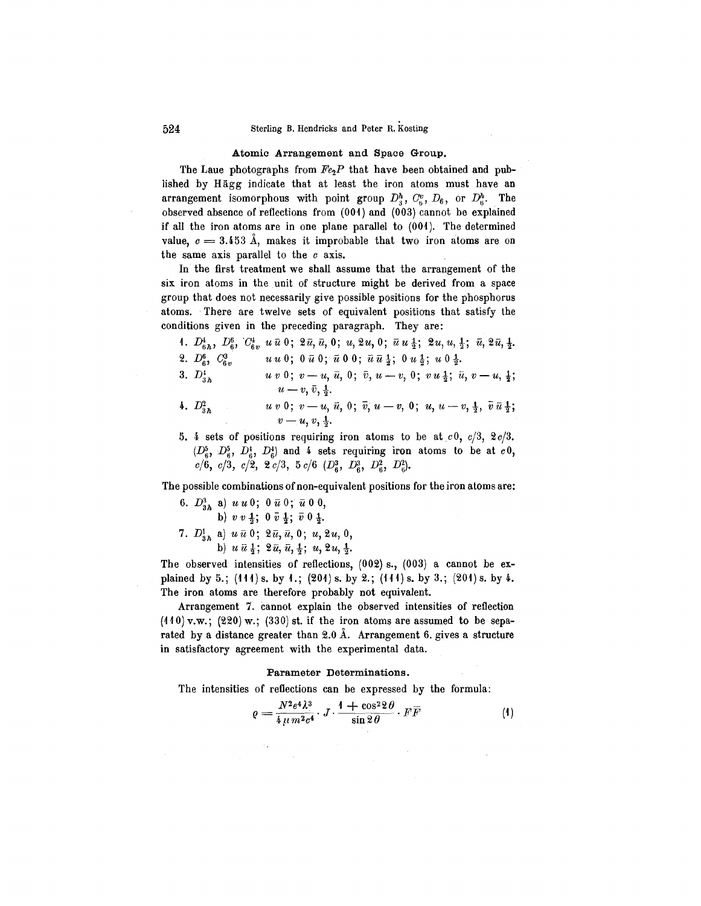### Atomic Arrangement and Space Group.

The Laue photographs from $Fe_2P$ that have been obtained and published by Hägg indicate that at least the iron atoms must have an arrangement isomorphous with point group $D_3^h$, $C_6^v$, $D_6$, or $D_6^h$. The observed absence of reflections from (001) and (003) cannot be explained if all the iron atoms are in one plane parallel to (001). The determined value, $c = 3.453$ Å, makes it improbable that two iron atoms are on the same axis parallel to the $c$ axis.

In the first treatment we shall assume that the arrangement of the six iron atoms in the unit of structure might be derived from a space group that does not necessarily give possible positions for the phosphorus atoms. There are twelve sets of equivalent positions that satisfy the conditions given in the preceding paragraph. They are:

1. $D_{6h}^4$, $D_6^6$, $C_{6v}^4$ $\quad u\,\bar{u}\,0;\ 2\bar{u}, \bar{u}, 0;\ u, 2u, 0;\ \bar{u}\,u\,\frac{1}{2};\ 2u, u, \frac{1}{2};\ \bar{u}, 2\bar{u}, \frac{1}{2}$.
2. $D_6^6$, $C_{6v}^3$ $\quad u\,u\,0;\ 0\,\bar{u}\,0;\ \bar{u}\,0\,0;\ \bar{u}\,\bar{u}\,\frac{1}{2};\ 0\,u\,\frac{1}{2};\ u\,0\,\frac{1}{2}$.
3. $D_{3h}^1$ $\quad u\,v\,0;\ v-u, \bar{u}, 0;\ \bar{v}, u-v, 0;\ v\,u\,\frac{1}{2};\ \bar{u}, v-u, \frac{1}{2};\ u-v, \bar{v}, \frac{1}{2}$.
4. $D_{3h}^2$ $\quad u\,v\,0;\ v-u, \bar{u}, 0;\ \bar{v}, u-v, 0;\ u, u-v, \frac{1}{2},\ \bar{v}\,\bar{u}\,\frac{1}{2};\ v-u, v, \frac{1}{2}$.
5. 4 sets of positions requiring iron atoms to be at $c0$, $c/3$, $2c/3$. ($D_6^5$, $D_6^5$, $D_6^4$, $D_6^4$) and 4 sets requiring iron atoms to be at $c0$, $c/6$, $c/3$, $c/2$, $2c/3$, $5c/6$ ($D_6^3$, $D_6^3$, $D_6^2$, $D_6^2$).

The possible combinations of non-equivalent positions for the iron atoms are:

6. $D_{3h}^3$ a) $u\,u\,0;\ 0\,\bar{u}\,0;\ \bar{u}\,0\,0$,
   b) $v\,v\,\frac{1}{2};\ 0\,\bar{v}\,\frac{1}{2};\ \bar{v}\,0\,\frac{1}{2}$.
7. $D_{3h}^1$ a) $u\,\bar{u}\,0;\ 2\bar{u}, \bar{u}, 0;\ u, 2u, 0$,
   b) $u\,\bar{u}\,\frac{1}{2};\ 2\bar{u}, \bar{u}, \frac{1}{2};\ u, 2u, \frac{1}{2}$.

The observed intensities of reflections, (002) s., (003) a cannot be explained by 5.; (111) s. by 1.; (201) s. by 2.; (111) s. by 3.; (201) s. by 4. The iron atoms are therefore probably not equivalent.

Arrangement 7. cannot explain the observed intensities of reflection (110) v.w.; (220) w.; (330) st. if the iron atoms are assumed to be separated by a distance greater than 2.0 Å. Arrangement 6. gives a structure in satisfactory agreement with the experimental data.

### Parameter Determinations.

The intensities of reflections can be expressed by the formula:

$$\varrho = \frac{N^2 e^4 \lambda^3}{4 \mu m^2 c^4} \cdot J \cdot \frac{1 + \cos^2 2\theta}{\sin 2\theta} \cdot F\bar{F} \tag{1}$$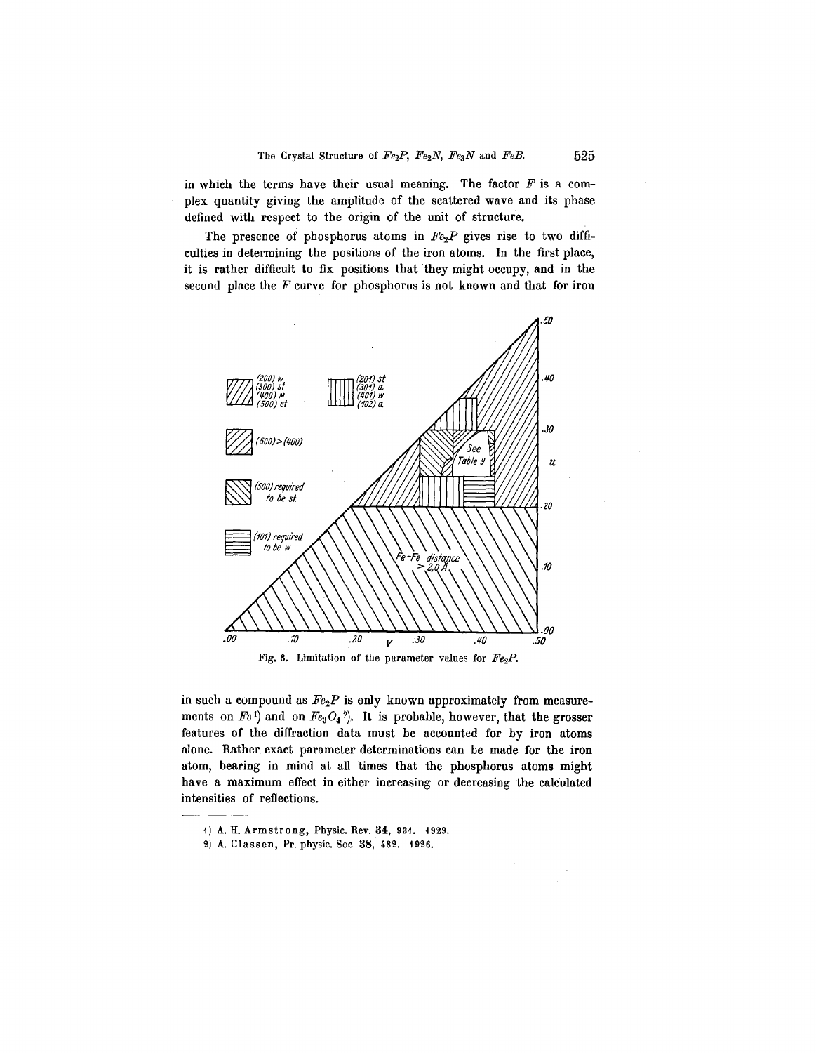in which the terms have their usual meaning. The factor $F$ is a complex quantity giving the amplitude of the scattered wave and its phase defined with respect to the origin of the unit of structure.

The presence of phosphorus atoms in $Fe_2P$ gives rise to two difficulties in determining the positions of the iron atoms. In the first place, it is rather difficult to fix positions that they might occupy, and in the second place the $F$ curve for phosphorus is not known and that for iron

Fig. 8. Limitation of the parameter values for $Fe_2P$.

in such a compound as $Fe_2P$ is only known approximately from measurements on $Fe$[1]) and on $Fe_3O_4$[2]). It is probable, however, that the grosser features of the diffraction data must be accounted for by iron atoms alone. Rather exact parameter determinations can be made for the iron atom, bearing in mind at all times that the phosphorus atoms might have a maximum effect in either increasing or decreasing the calculated intensities of reflections.

1) A. H. Armstrong, Physic. Rev. **34**, 931. 1929.

2) A. Classen, Pr. physic. Soc. **38**, 482. 1926.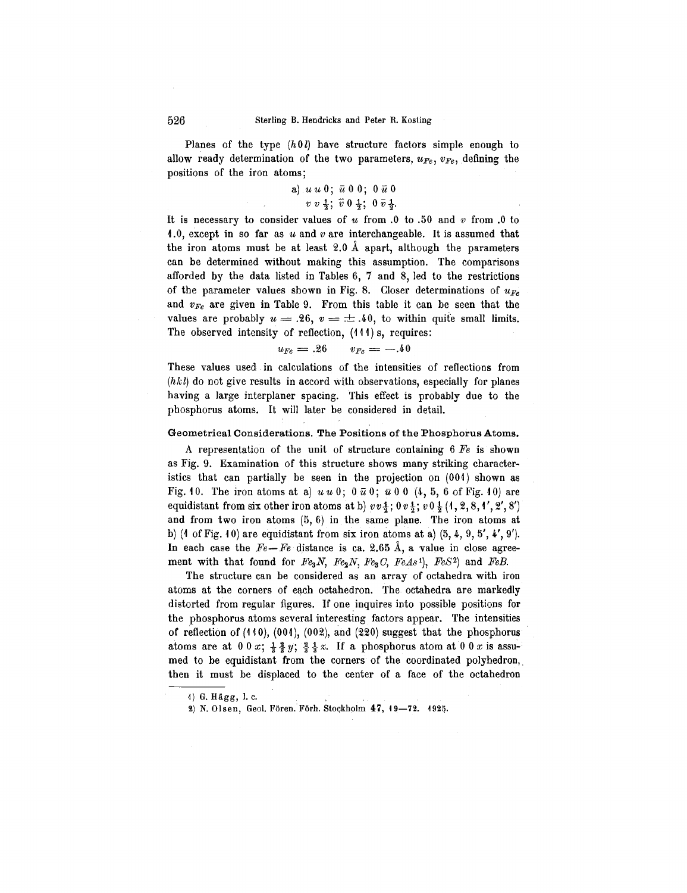Planes of the type $(h0l)$ have structure factors simple enough to allow ready determination of the two parameters, $u_{Fe}$, $v_{Fe}$, defining the positions of the iron atoms;

$$\text{a) } u\,u\,0;\ \bar{u}\,0\,0;\ 0\,\bar{u}\,0$$
$$v\,v\,\tfrac{1}{2};\ \bar{v}\,0\,\tfrac{1}{2};\ 0\,\bar{v}\,\tfrac{1}{2}.$$

It is necessary to consider values of $u$ from .0 to .50 and $v$ from .0 to 1.0, except in so far as $u$ and $v$ are interchangeable. It is assumed that the iron atoms must be at least 2.0 Å apart, although the parameters can be determined without making this assumption. The comparisons afforded by the data listed in Tables 6, 7 and 8, led to the restrictions of the parameter values shown in Fig. 8. Closer determinations of $u_{Fe}$ and $v_{Fe}$ are given in Table 9. From this table it can be seen that the values are probably $u = .26$, $v = \pm .40$, to within quite small limits. The observed intensity of reflection, (111) s, requires:

$$u_{Fe} = .26 \qquad v_{Fe} = -.40$$

These values used in calculations of the intensities of reflections from $(hkl)$ do not give results in accord with observations, especially for planes having a large interplaner spacing. This effect is probably due to the phosphorus atoms. It will later be considered in detail.

### Geometrical Considerations. The Positions of the Phosphorus Atoms.

A representation of the unit of structure containing 6 *Fe* is shown as Fig. 9. Examination of this structure shows many striking characteristics that can partially be seen in the projection on (001) shown as Fig. 10. The iron atoms at a) $u\,u\,0$; $0\,\bar{u}\,0$; $\bar{u}\,0\,0$ (4, 5, 6 of Fig. 10) are equidistant from six other iron atoms at b) $v\,v\,\tfrac{1}{2}$; $0\,v\,\tfrac{1}{2}$; $v\,0\,\tfrac{1}{2}$ (1, 2, 8, 1′, 2′, 8′) and from two iron atoms (5, 6) in the same plane. The iron atoms at b) (1 of Fig. 10) are equidistant from six iron atoms at a) (5, 4, 9, 5′, 4′, 9′). In each case the $Fe-Fe$ distance is ca. 2.65 Å, a value in close agreement with that found for $Fe_3N$, $Fe_2N$, $Fe_3C$, $FeAs$[1], $FeS$[2] and $FeB$.

The structure can be considered as an array of octahedra with iron atoms at the corners of each octahedron. The octahedra are markedly distorted from regular figures. If one inquires into possible positions for the phosphorus atoms several interesting factors appear. The intensities of reflection of (110), (001), (002), and (220) suggest that the phosphorus atoms are at $0\,0\,x$; $\tfrac{1}{3}\,\tfrac{2}{3}\,y$; $\tfrac{2}{3}\,\tfrac{1}{3}\,z$. If a phosphorus atom at $0\,0\,x$ is assumed to be equidistant from the corners of the coordinated polyhedron, then it must be displaced to the center of a face of the octahedron

---

1) G. Hägg, l. c.

2) N. Olsen, Geol. Fören. Förh. Stockholm **47**, 19—72. 1925.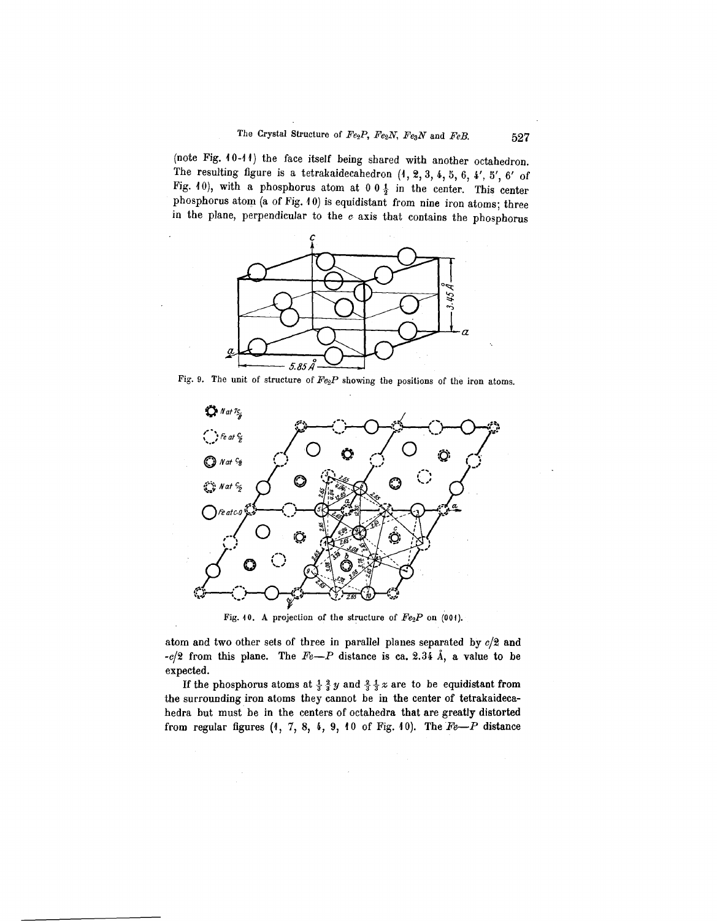(note Fig. 10-11) the face itself being shared with another octahedron. The resulting figure is a tetrakaidecahedron (1, 2, 3, 4, 5, 6, 4′, 5′, 6′ of Fig. 10), with a phosphorus atom at $0\ 0\ \frac{1}{2}$ in the center. This center phosphorus atom (a of Fig. 10) is equidistant from nine iron atoms; three in the plane, perpendicular to the $c$ axis that contains the phosphorus

Fig. 9. The unit of structure of $Fe_2P$ showing the positions of the iron atoms.

Fig. 10. A projection of the structure of $Fe_2P$ on (001).

atom and two other sets of three in parallel planes separated by $c/2$ and $-c/2$ from this plane. The $Fe$—$P$ distance is ca. 2.34 Å, a value to be expected.

If the phosphorus atoms at $\frac{1}{3}\ \frac{2}{3}\ y$ and $\frac{2}{3}\ \frac{1}{3}\ z$ are to be equidistant from the surrounding iron atoms they cannot be in the center of tetrakaidecahedra but must be in the centers of octahedra that are greatly distorted from regular figures (1, 7, 8, 4, 9, 10 of Fig. 10). The $Fe$—$P$ distance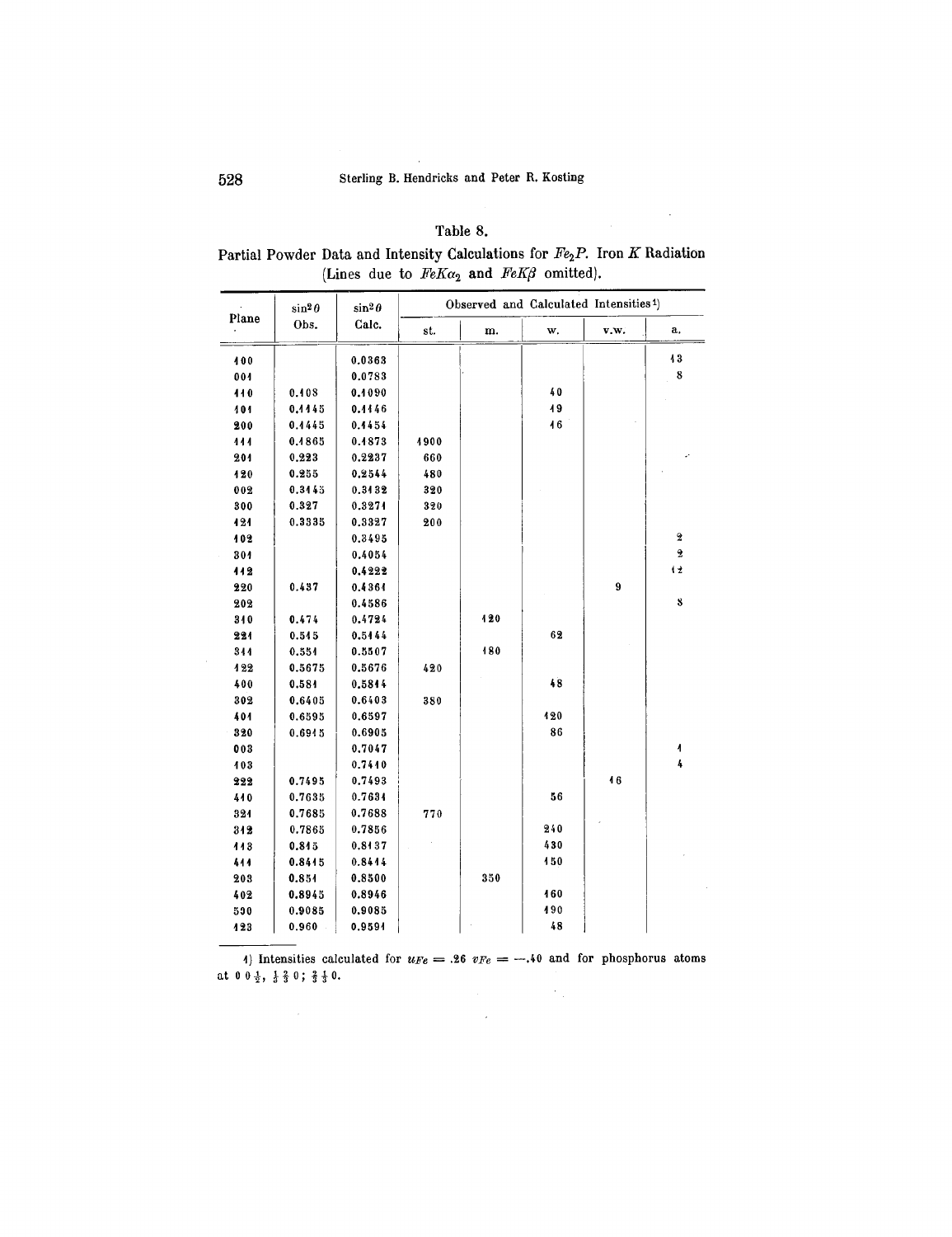Table 8.

Partial Powder Data and Intensity Calculations for $Fe_2P$. Iron $K$ Radiation (Lines due to $FeK\alpha_2$ and $FeK\beta$ omitted).

| Plane | $\sin^2\theta$ Obs. | $\sin^2\theta$ Calc. | Observed and Calculated Intensities[1] | | | | |
|---|---|---|---|---|---|---|---|
| | | | st. | m. | w. | v.w. | a. |
| 100 | | 0.0363 | | | | | 13 |
| 001 | | 0.0783 | | | | | 8 |
| 110 | 0.108 | 0.1090 | | | 40 | | |
| 101 | 0.1145 | 0.1146 | | | 19 | | |
| 200 | 0.1445 | 0.1454 | | | 16 | | |
| 111 | 0.1865 | 0.1873 | 1900 | | | | |
| 201 | 0.223 | 0.2237 | 660 | | | | |
| 120 | 0.255 | 0.2544 | 480 | | | | |
| 002 | 0.3145 | 0.3132 | 320 | | | | |
| 300 | 0.327 | 0.3271 | 320 | | | | |
| 121 | 0.3335 | 0.3327 | 200 | | | | |
| 102 | | 0.3495 | | | | | 2 |
| 301 | | 0.4054 | | | | | 2 |
| 112 | | 0.4222 | | | | | 12 |
| 220 | 0.437 | 0.4361 | | | | 9 | |
| 202 | | 0.4586 | | | | | 8 |
| 310 | 0.474 | 0.4724 | | 120 | | | |
| 221 | 0.515 | 0.5144 | | | 62 | | |
| 311 | 0.551 | 0.5507 | | 180 | | | |
| 122 | 0.5675 | 0.5676 | 420 | | | | |
| 400 | 0.581 | 0.5814 | | | 48 | | |
| 302 | 0.6405 | 0.6403 | 380 | | | | |
| 401 | 0.6595 | 0.6597 | | | 120 | | |
| 320 | 0.6915 | 0.6905 | | | 86 | | |
| 003 | | 0.7047 | | | | | 1 |
| 103 | | 0.7410 | | | | | 4 |
| 222 | 0.7495 | 0.7493 | | | | 16 | |
| 410 | 0.7635 | 0.7631 | | | 56 | | |
| 321 | 0.7685 | 0.7688 | 770 | | | | |
| 312 | 0.7865 | 0.7856 | | | 240 | | |
| 113 | 0.815 | 0.8137 | | | 430 | | |
| 411 | 0.8415 | 0.8414 | | | 150 | | |
| 203 | 0.851 | 0.8500 | | 350 | | | |
| 402 | 0.8945 | 0.8946 | | | 160 | | |
| 500 | 0.9085 | 0.9085 | | | 190 | | |
| 123 | 0.960 | 0.9591 | | | 48 | | |

1) Intensities calculated for $u_{Fe} = .26$ $v_{Fe} = -.40$ and for phosphorus atoms at $0\,0\,\frac{1}{2}$, $\frac{1}{3}\,\frac{2}{3}\,0$; $\frac{2}{3}\,\frac{1}{3}\,0$.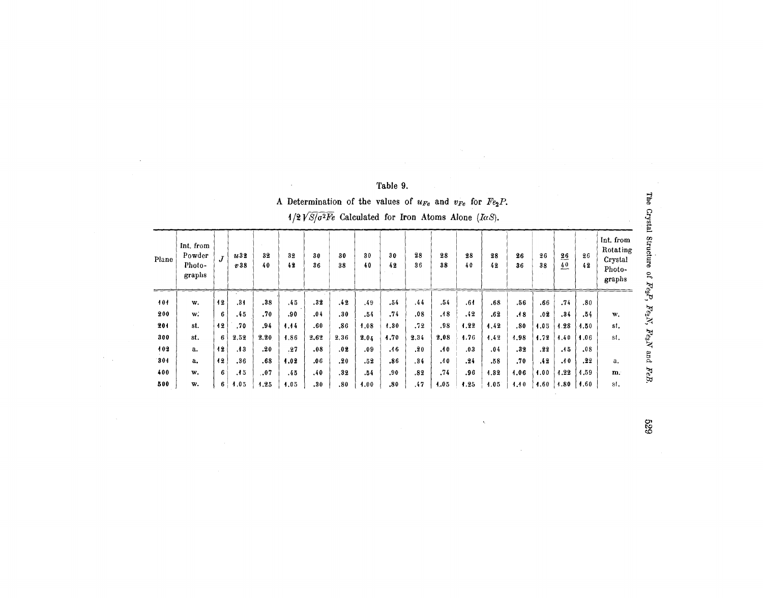Table 9.

A Determination of the values of $u_{Fe}$ and $v_{Fe}$ for $Fe_2P$.

$1/2\sqrt{S/\sigma^2 Fe}$ Calculated for Iron Atoms Alone ($I\alpha S$).

| Plane | Int. from Powder Photo-graphs | $J$ | $u$ 32 $v$ 38 | 32 40 | 32 42 | 30 36 | 30 38 | 30 40 | 30 42 | 28 36 | 28 38 | 28 40 | 28 42 | 26 36 | 26 38 | 26 40 | 26 42 | Int. from Rotating Crystal Photo-graphs |
|---|---|---|---|---|---|---|---|---|---|---|---|---|---|---|---|---|---|---|
| 101 | w. | 12 | .31 | .38 | .45 | .32 | .42 | .49 | .54 | .44 | .54 | .61 | .68 | .56 | .66 | .74 | .80 | |
| 200 | w. | 6 | .45 | .70 | .90 | .04 | .30 | .54 | .74 | .08 | .18 | .42 | .62 | .18 | .02 | .34 | .54 | w. |
| 201 | st. | 12 | .70 | .94 | 1.14 | .60 | .86 | 1.08 | 1.30 | .72 | .98 | 1.22 | 1.42 | .80 | 1.05 | 1.28 | 1.50 | st. |
| 300 | st. | 6 | 2.52 | 2.20 | 1.86 | 2.62 | 2.36 | 2.04 | 1.70 | 2.34 | 2.08 | 1.76 | 1.42 | 1.98 | 1.72 | 1.40 | 1.06 | st. |
| 102 | a. | 12 | .13 | .20 | .27 | .08 | .02 | .09 | .16 | .20 | .10 | .03 | .04 | .32 | .22 | .15 | .08 | |
| 301 | a. | 12 | .36 | .68 | 1.02 | .06 | .20 | .52 | .86 | .34 | .10 | .24 | .58 | .70 | .42 | .10 | .22 | a. |
| 400 | w. | 6 | .15 | .07 | .45 | .40 | .32 | .54 | .90 | .82 | .74 | .96 | 1.32 | 1.06 | 1.00 | 1.22 | 1.59 | m. |
| 500 | w. | 6 | 1.05 | 1.25 | 1.05 | .30 | .80 | 1.00 | .80 | .47 | 1.05 | 1.25 | 1.05 | 1.10 | 1.60 | 1.80 | 1.60 | st. |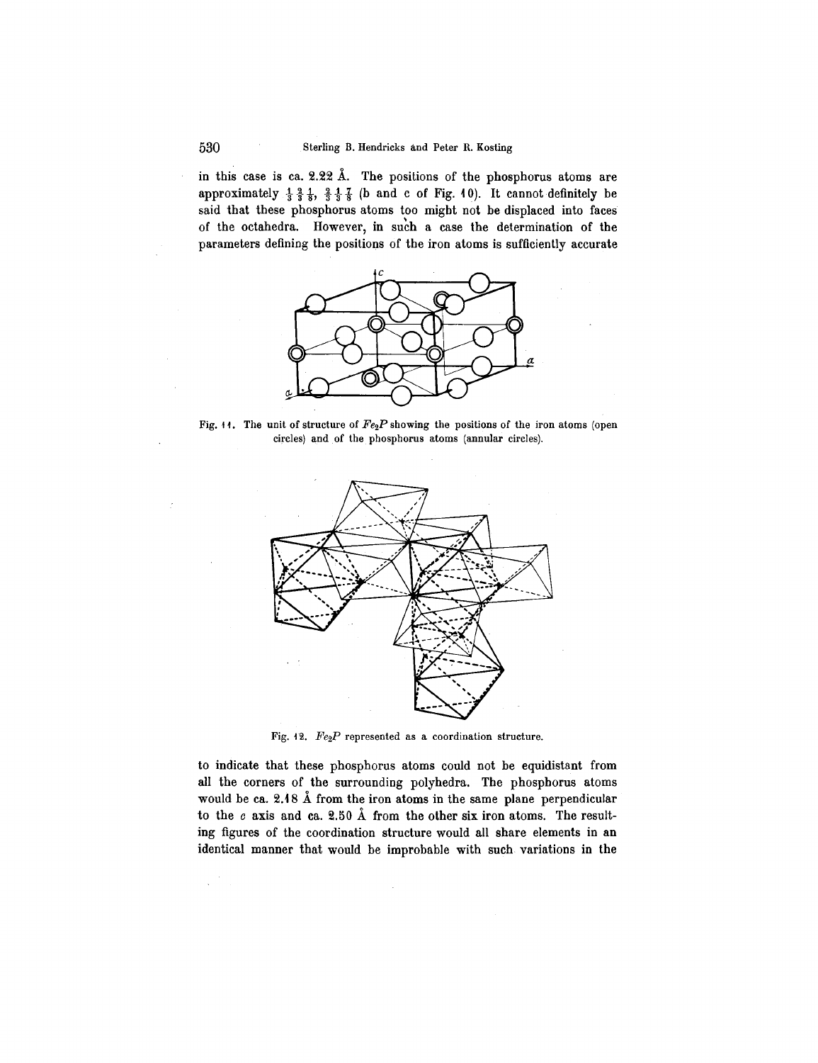in this case is ca. 2.22 Å. The positions of the phosphorus atoms are approximately $\frac{1}{3}\frac{2}{3}\frac{1}{8}$, $\frac{2}{3}\frac{1}{3}\frac{7}{8}$ (b and c of Fig. 10). It cannot definitely be said that these phosphorus atoms too might not be displaced into faces of the octahedra. However, in such a case the determination of the parameters defining the positions of the iron atoms is sufficiently accurate

Fig. 11. The unit of structure of $Fe_2P$ showing the positions of the iron atoms (open circles) and of the phosphorus atoms (annular circles).

Fig. 12. $Fe_2P$ represented as a coordination structure.

to indicate that these phosphorus atoms could not be equidistant from all the corners of the surrounding polyhedra. The phosphorus atoms would be ca. 2.18 Å from the iron atoms in the same plane perpendicular to the $c$ axis and ca. 2.50 Å from the other six iron atoms. The resulting figures of the coordination structure would all share elements in an identical manner that would be improbable with such variations in the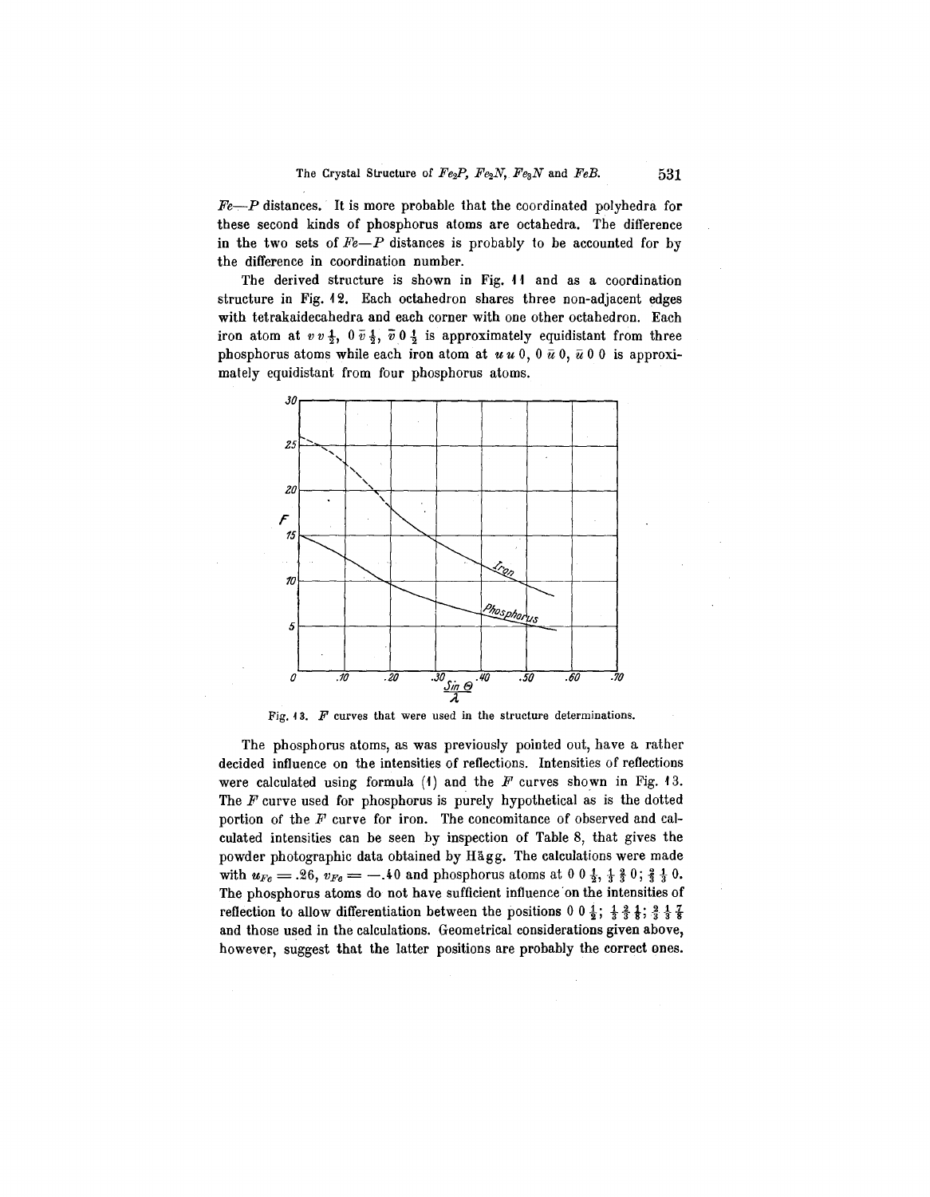$Fe—P$ distances. It is more probable that the coordinated polyhedra for these second kinds of phosphorus atoms are octahedra. The difference in the two sets of $Fe—P$ distances is probably to be accounted for by the difference in coordination number.

The derived structure is shown in Fig. 11 and as a coordination structure in Fig. 12. Each octahedron shares three non-adjacent edges with tetrakaidecahedra and each corner with one other octahedron. Each iron atom at $v\,v\,\frac{1}{2}$, $0\,\bar{v}\,\frac{1}{2}$, $\bar{v}\,0\,\frac{1}{2}$ is approximately equidistant from three phosphorus atoms while each iron atom at $u\,u\,0$, $0\,\bar{u}\,0$, $\bar{u}\,0\,0$ is approximately equidistant from four phosphorus atoms.

Fig. 13. $F$ curves that were used in the structure determinations.

The phosphorus atoms, as was previously pointed out, have a rather decided influence on the intensities of reflections. Intensities of reflections were calculated using formula (1) and the $F$ curves shown in Fig. 13. The $F$ curve used for phosphorus is purely hypothetical as is the dotted portion of the $F$ curve for iron. The concomitance of observed and calculated intensities can be seen by inspection of Table 8, that gives the powder photographic data obtained by Hägg. The calculations were made with $u_{Fe} = .26$, $v_{Fe} = -.40$ and phosphorus atoms at $0\,0\,\frac{1}{2}$, $\frac{1}{3}\,\frac{2}{3}\,0$; $\frac{2}{3}\,\frac{1}{3}\,0$. The phosphorus atoms do not have sufficient influence on the intensities of reflection to allow differentiation between the positions $0\,0\,\frac{1}{2}$; $\frac{1}{3}\,\frac{2}{3}\,\frac{1}{8}$; $\frac{2}{3}\,\frac{1}{3}\,\frac{7}{8}$ and those used in the calculations. Geometrical considerations given above, however, suggest that the latter positions are probably the correct ones.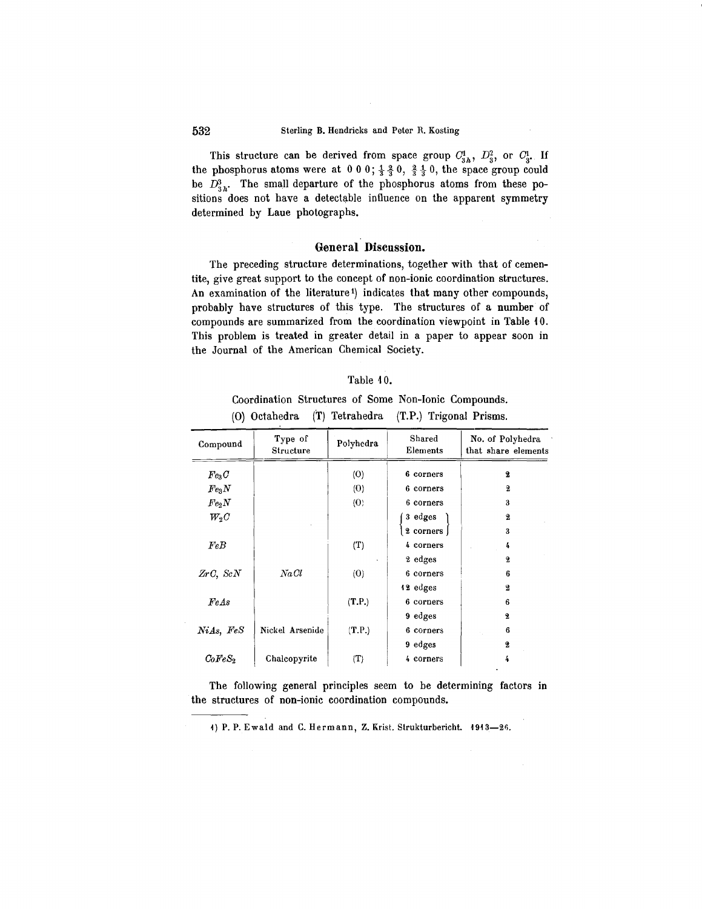This structure can be derived from space group $C_{3h}^1$, $D_3^2$, or $C_3^1$. If the phosphorus atoms were at $0\ 0\ 0$; $\frac{1}{3}\ \frac{2}{3}\ 0$, $\frac{2}{3}\ \frac{1}{3}\ 0$, the space group could be $D_{3h}^3$. The small departure of the phosphorus atoms from these positions does not have a detectable influence on the apparent symmetry determined by Laue photographs.

## General Discussion.

The preceding structure determinations, together with that of cementite, give great support to the concept of non-ionic coordination structures. An examination of the literature[1] indicates that many other compounds, probably have structures of this type. The structures of a number of compounds are summarized from the coordination viewpoint in Table 10. This problem is treated in greater detail in a paper to appear soon in the Journal of the American Chemical Society.

Table 10.

Coordination Structures of Some Non-Ionic Compounds.
(O) Octahedra (T) Tetrahedra (T.P.) Trigonal Prisms.

| Compound | Type of Structure | Polyhedra | Shared Elements | No. of Polyhedra that share elements |
|---|---|---|---|---|
| $Fe_3C$ | | (O) | 6 corners | 2 |
| $Fe_3N$ | | (O) | 6 corners | 2 |
| $Fe_2N$ | | (O) | 6 corners | 3 |
| $W_2C$ | | | 3 edges | 2 |
| | | | 2 corners | 3 |
| $FeB$ | | (T) | 4 corners | 4 |
| | | | 2 edges | 2 |
| $ZrC$, $ScN$ | $NaCl$ | (O) | 6 corners | 6 |
| | | | 12 edges | 2 |
| $FeAs$ | | (T.P.) | 6 corners | 6 |
| | | | 9 edges | 2 |
| $NiAs$, $FeS$ | Nickel Arsenide | (T.P.) | 6 corners | 6 |
| | | | 9 edges | 2 |
| $CoFeS_2$ | Chalcopyrite | (T) | 4 corners | 4 |

The following general principles seem to be determining factors in the structures of non-ionic coordination compounds.

---

1) P. P. Ewald and C. Hermann, Z. Krist. Strukturbericht. 1913—26.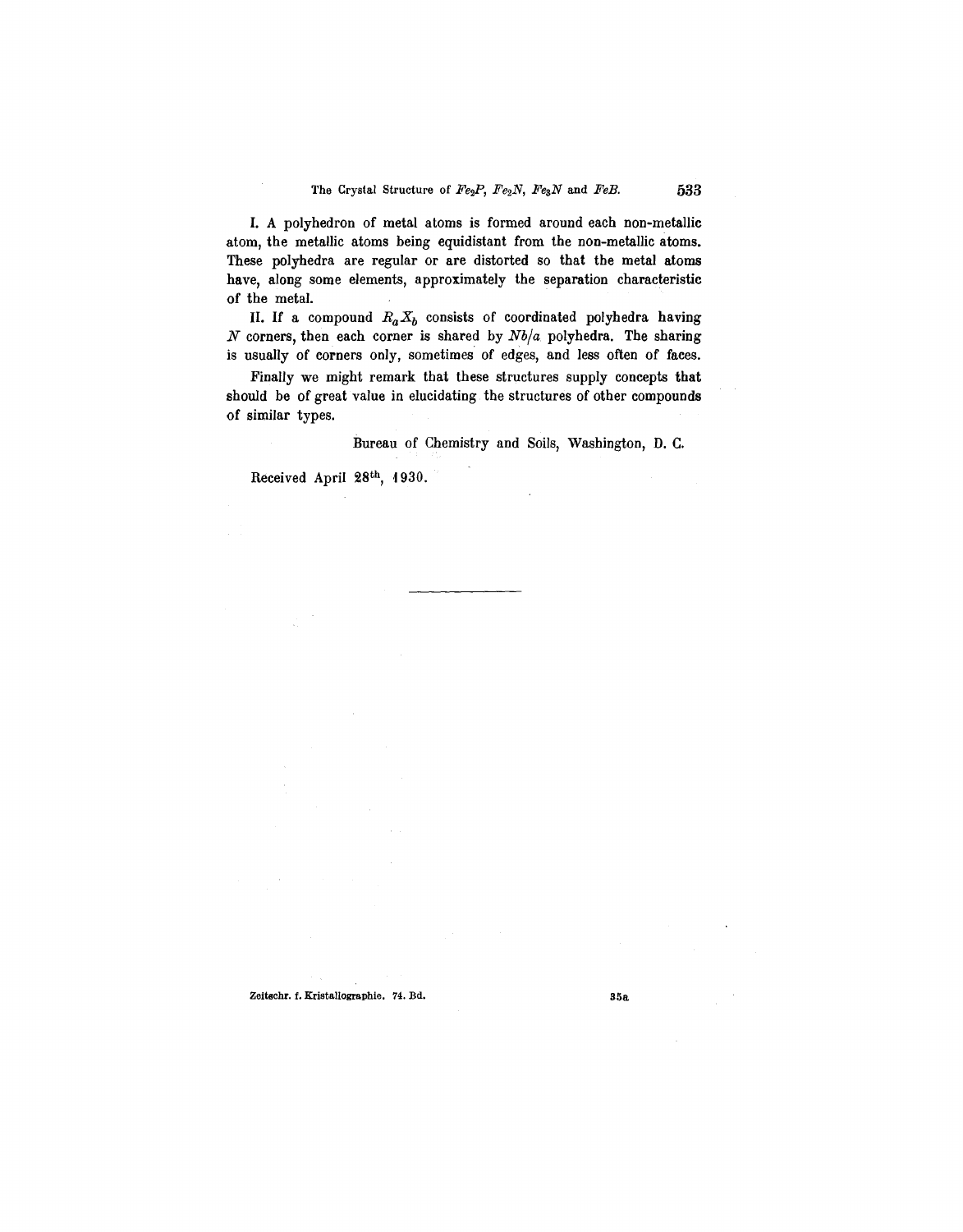I. A polyhedron of metal atoms is formed around each non-metallic atom, the metallic atoms being equidistant from the non-metallic atoms. These polyhedra are regular or are distorted so that the metal atoms have, along some elements, approximately the separation characteristic of the metal.

II. If a compound $R_aX_b$ consists of coordinated polyhedra having $N$ corners, then each corner is shared by $Nb/a$ polyhedra. The sharing is usually of corners only, sometimes of edges, and less often of faces.

Finally we might remark that these structures supply concepts that should be of great value in elucidating the structures of other compounds of similar types.

Bureau of Chemistry and Soils, Washington, D. C.

Received April 28th, 1930.